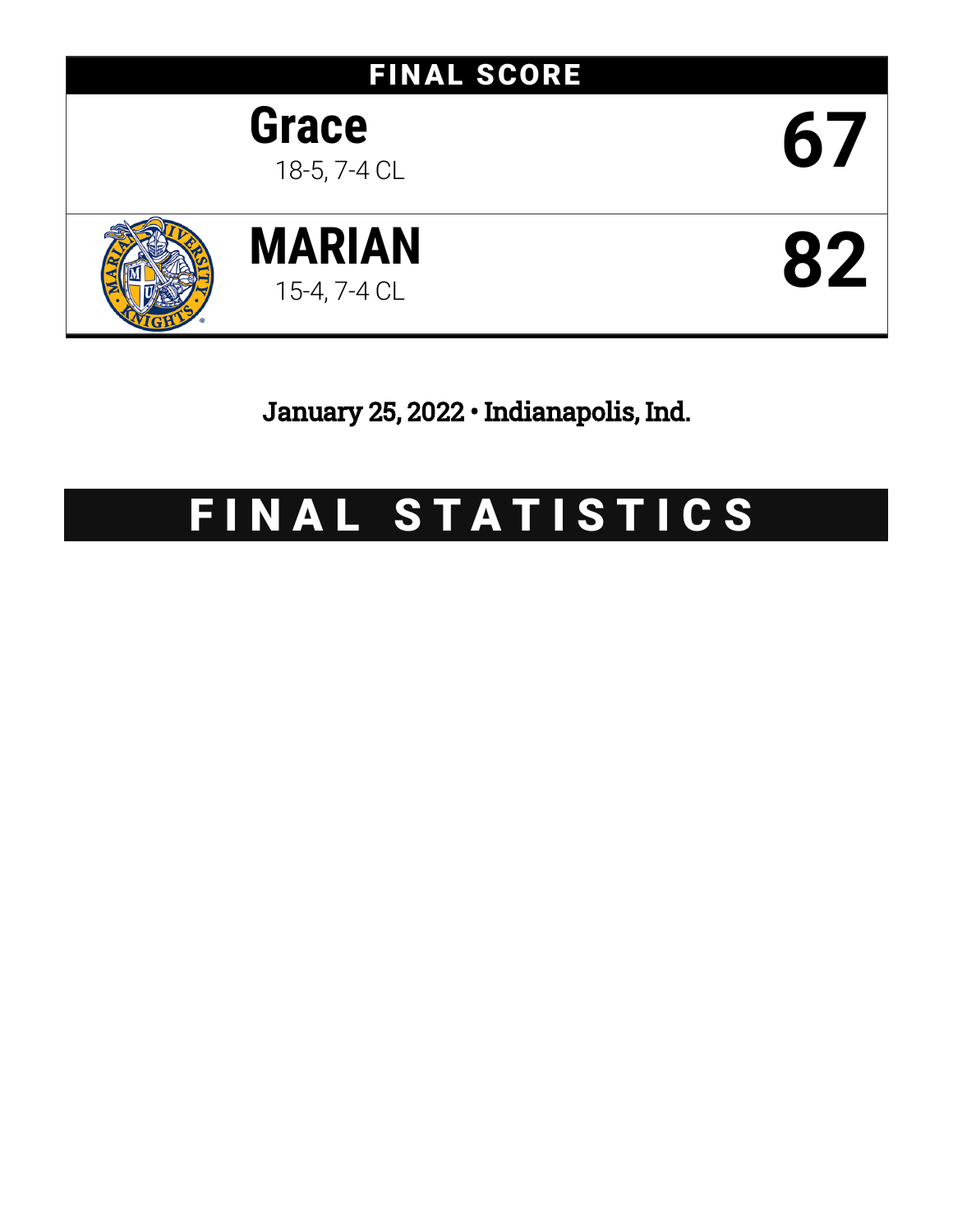# FINAL SCORE

| Team | Record | Score |
|---|---|---|
| Grace | 18-5, 7-4 CL | 67 |
| MARIAN | 15-4, 7-4 CL | 82 |

January 25, 2022 • Indianapolis, Ind.

# FINAL STATISTICS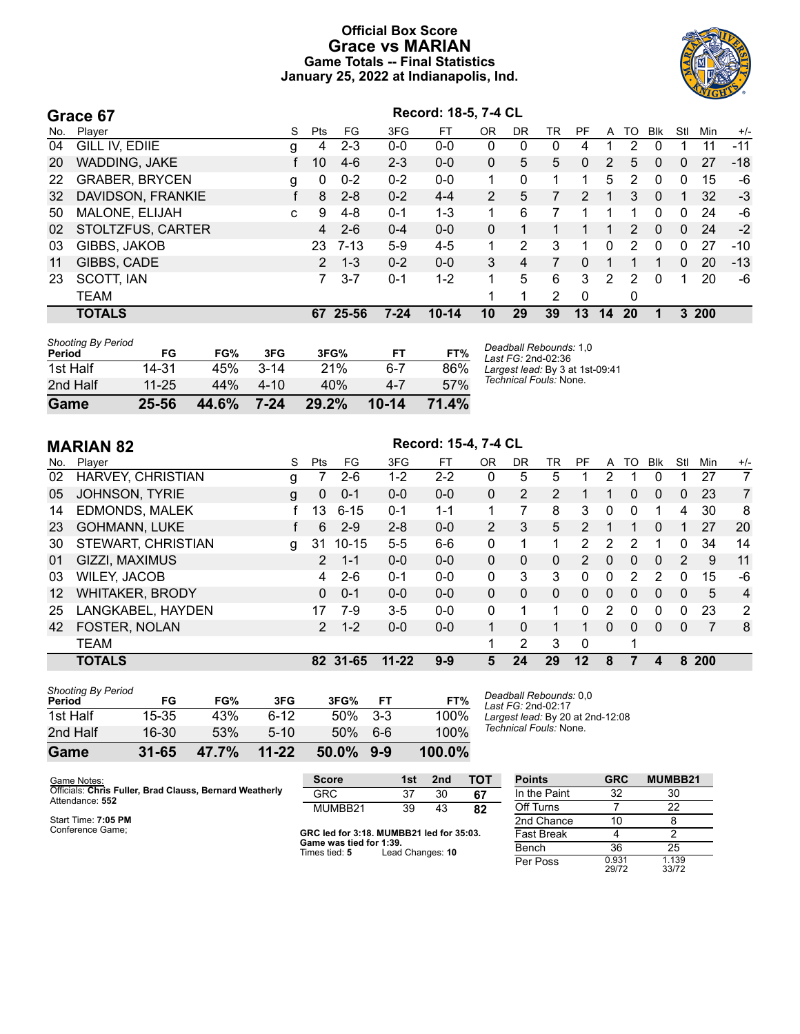# Official Box Score
# Grace vs MARIAN
## Game Totals -- Final Statistics
## January 25, 2022 at Indianapolis, Ind.

## Grace 67

**Record: 18-5, 7-4 CL**

| No. | Player | S | Pts | FG | 3FG | FT | OR | DR | TR | PF | A | TO | Blk | Stl | Min | +/- |
|---|---|---|---|---|---|---|---|---|---|---|---|---|---|---|---|---|
| 04 | GILL IV, EDIIE | g | 4 | 2-3 | 0-0 | 0-0 | 0 | 0 | 0 | 4 | 1 | 2 | 0 | 1 | 11 | -11 |
| 20 | WADDING, JAKE | f | 10 | 4-6 | 2-3 | 0-0 | 0 | 5 | 5 | 0 | 2 | 5 | 0 | 0 | 27 | -18 |
| 22 | GRABER, BRYCEN | g | 0 | 0-2 | 0-2 | 0-0 | 1 | 0 | 1 | 1 | 5 | 2 | 0 | 0 | 15 | -6 |
| 32 | DAVIDSON, FRANKIE | f | 8 | 2-8 | 0-2 | 4-4 | 2 | 5 | 7 | 2 | 1 | 3 | 0 | 1 | 32 | -3 |
| 50 | MALONE, ELIJAH | c | 9 | 4-8 | 0-1 | 1-3 | 1 | 6 | 7 | 1 | 1 | 1 | 0 | 0 | 24 | -6 |
| 02 | STOLTZFUS, CARTER | | 4 | 2-6 | 0-4 | 0-0 | 0 | 1 | 1 | 1 | 1 | 2 | 0 | 0 | 24 | -2 |
| 03 | GIBBS, JAKOB | | 23 | 7-13 | 5-9 | 4-5 | 1 | 2 | 3 | 1 | 0 | 2 | 0 | 0 | 27 | -10 |
| 11 | GIBBS, CADE | | 2 | 1-3 | 0-2 | 0-0 | 3 | 4 | 7 | 0 | 1 | 1 | 1 | 0 | 20 | -13 |
| 23 | SCOTT, IAN | | 7 | 3-7 | 0-1 | 1-2 | 1 | 5 | 6 | 3 | 2 | 2 | 0 | 1 | 20 | -6 |
| | TEAM | | | | | | 1 | 1 | 2 | 0 | | 0 | | | | |
| | **TOTALS** | | **67** | **25-56** | **7-24** | **10-14** | **10** | **29** | **39** | **13** | **14** | **20** | **1** | **3** | **200** | |

*Shooting By Period*

| Period | FG | FG% | 3FG | 3FG% | FT | FT% |
|---|---|---|---|---|---|---|
| 1st Half | 14-31 | 45% | 3-14 | 21% | 6-7 | 86% |
| 2nd Half | 11-25 | 44% | 4-10 | 40% | 4-7 | 57% |
| **Game** | **25-56** | **44.6%** | **7-24** | **29.2%** | **10-14** | **71.4%** |

*Deadball Rebounds:* 1,0
*Last FG:* 2nd-02:36
*Largest lead:* By 3 at 1st-09:41
*Technical Fouls:* None.

## MARIAN 82

**Record: 15-4, 7-4 CL**

| No. | Player | S | Pts | FG | 3FG | FT | OR | DR | TR | PF | A | TO | Blk | Stl | Min | +/- |
|---|---|---|---|---|---|---|---|---|---|---|---|---|---|---|---|---|
| 02 | HARVEY, CHRISTIAN | g | 7 | 2-6 | 1-2 | 2-2 | 0 | 5 | 5 | 1 | 2 | 1 | 0 | 1 | 27 | 7 |
| 05 | JOHNSON, TYRIE | g | 0 | 0-1 | 0-0 | 0-0 | 0 | 2 | 2 | 1 | 1 | 0 | 0 | 0 | 23 | 7 |
| 14 | EDMONDS, MALEK | f | 13 | 6-15 | 0-1 | 1-1 | 1 | 7 | 8 | 3 | 0 | 0 | 1 | 4 | 30 | 8 |
| 23 | GOHMANN, LUKE | f | 6 | 2-9 | 2-8 | 0-0 | 2 | 3 | 5 | 2 | 1 | 1 | 0 | 1 | 27 | 20 |
| 30 | STEWART, CHRISTIAN | g | 31 | 10-15 | 5-5 | 6-6 | 0 | 1 | 1 | 2 | 2 | 2 | 1 | 0 | 34 | 14 |
| 01 | GIZZI, MAXIMUS | | 2 | 1-1 | 0-0 | 0-0 | 0 | 0 | 0 | 2 | 0 | 0 | 0 | 2 | 9 | 11 |
| 03 | WILEY, JACOB | | 4 | 2-6 | 0-1 | 0-0 | 0 | 3 | 3 | 0 | 0 | 2 | 2 | 0 | 15 | -6 |
| 12 | WHITAKER, BRODY | | 0 | 0-1 | 0-0 | 0-0 | 0 | 0 | 0 | 0 | 0 | 0 | 0 | 0 | 5 | 4 |
| 25 | LANGKABEL, HAYDEN | | 17 | 7-9 | 3-5 | 0-0 | 0 | 1 | 1 | 0 | 2 | 0 | 0 | 0 | 23 | 2 |
| 42 | FOSTER, NOLAN | | 2 | 1-2 | 0-0 | 0-0 | 1 | 0 | 1 | 1 | 0 | 0 | 0 | 0 | 7 | 8 |
| | TEAM | | | | | | 1 | 2 | 3 | 0 | | 1 | | | | |
| | **TOTALS** | | **82** | **31-65** | **11-22** | **9-9** | **5** | **24** | **29** | **12** | **8** | **7** | **4** | **8** | **200** | |

*Shooting By Period*

| Period | FG | FG% | 3FG | 3FG% | FT | FT% |
|---|---|---|---|---|---|---|
| 1st Half | 15-35 | 43% | 6-12 | 50% | 3-3 | 100% |
| 2nd Half | 16-30 | 53% | 5-10 | 50% | 6-6 | 100% |
| **Game** | **31-65** | **47.7%** | **11-22** | **50.0%** | **9-9** | **100.0%** |

*Deadball Rebounds:* 0,0
*Last FG:* 2nd-02:17
*Largest lead:* By 20 at 2nd-12:08
*Technical Fouls:* None.

Game Notes:
Officials: **Chris Fuller, Brad Clauss, Bernard Weatherly**
Attendance: **552**

Start Time: **7:05 PM**
Conference Game;

| Score | 1st | 2nd | TOT |
|---|---|---|---|
| GRC | 37 | 30 | **67** |
| MUMBB21 | 39 | 43 | **82** |

**GRC led for 3:18. MUMBB21 led for 35:03.**
**Game was tied for 1:39.**
Times tied: **5** Lead Changes: **10**

| Points | GRC | MUMBB21 |
|---|---|---|
| In the Paint | 32 | 30 |
| Off Turns | 7 | 22 |
| 2nd Chance | 10 | 8 |
| Fast Break | 4 | 2 |
| Bench | 36 | 25 |
| Per Poss | 0.931 29/72 | 1.139 33/72 |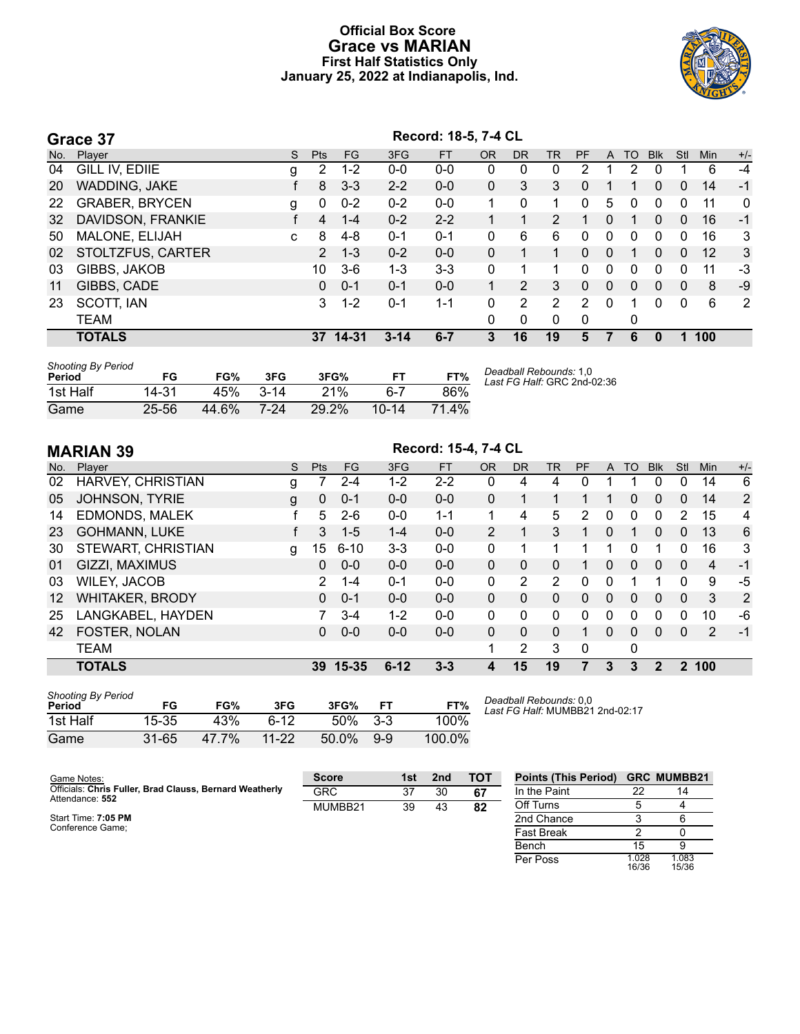# Official Box Score
# Grace vs MARIAN
## First Half Statistics Only
### January 25, 2022 at Indianapolis, Ind.

## Grace 37

**Record: 18-5, 7-4 CL**

| No. | Player | S | Pts | FG | 3FG | FT | OR | DR | TR | PF | A | TO | Blk | Stl | Min | +/- |
|---|---|---|---|---|---|---|---|---|---|---|---|---|---|---|---|---|
| 04 | GILL IV, EDIIE | g | 2 | 1-2 | 0-0 | 0-0 | 0 | 0 | 0 | 2 | 1 | 2 | 0 | 1 | 6 | -4 |
| 20 | WADDING, JAKE | f | 8 | 3-3 | 2-2 | 0-0 | 0 | 3 | 3 | 0 | 1 | 1 | 0 | 0 | 14 | -1 |
| 22 | GRABER, BRYCEN | g | 0 | 0-2 | 0-2 | 0-0 | 1 | 0 | 1 | 0 | 5 | 0 | 0 | 0 | 11 | 0 |
| 32 | DAVIDSON, FRANKIE | f | 4 | 1-4 | 0-2 | 2-2 | 1 | 1 | 2 | 1 | 0 | 1 | 0 | 0 | 16 | -1 |
| 50 | MALONE, ELIJAH | c | 8 | 4-8 | 0-1 | 0-1 | 0 | 6 | 6 | 0 | 0 | 0 | 0 | 0 | 16 | 3 |
| 02 | STOLTZFUS, CARTER | | 2 | 1-3 | 0-2 | 0-0 | 0 | 1 | 1 | 0 | 0 | 1 | 0 | 0 | 12 | 3 |
| 03 | GIBBS, JAKOB | | 10 | 3-6 | 1-3 | 3-3 | 0 | 1 | 1 | 0 | 0 | 0 | 0 | 0 | 11 | -3 |
| 11 | GIBBS, CADE | | 0 | 0-1 | 0-1 | 0-0 | 1 | 2 | 3 | 0 | 0 | 0 | 0 | 0 | 8 | -9 |
| 23 | SCOTT, IAN | | 3 | 1-2 | 0-1 | 1-1 | 0 | 2 | 2 | 2 | 0 | 1 | 0 | 0 | 6 | 2 |
| | TEAM | | | | | | 0 | 0 | 0 | 0 | | 0 | | | | |
| | **TOTALS** | | **37** | **14-31** | **3-14** | **6-7** | **3** | **16** | **19** | **5** | **7** | **6** | **0** | **1** | **100** | |

*Shooting By Period*

| Period | FG | FG% | 3FG | 3FG% | FT | FT% |
|---|---|---|---|---|---|---|
| 1st Half | 14-31 | 45% | 3-14 | 21% | 6-7 | 86% |
| Game | 25-56 | 44.6% | 7-24 | 29.2% | 10-14 | 71.4% |

*Deadball Rebounds:* 1,0
*Last FG Half:* GRC 2nd-02:36

## MARIAN 39

**Record: 15-4, 7-4 CL**

| No. | Player | S | Pts | FG | 3FG | FT | OR | DR | TR | PF | A | TO | Blk | Stl | Min | +/- |
|---|---|---|---|---|---|---|---|---|---|---|---|---|---|---|---|---|
| 02 | HARVEY, CHRISTIAN | g | 7 | 2-4 | 1-2 | 2-2 | 0 | 4 | 4 | 0 | 1 | 1 | 0 | 0 | 14 | 6 |
| 05 | JOHNSON, TYRIE | g | 0 | 0-1 | 0-0 | 0-0 | 0 | 1 | 1 | 1 | 1 | 0 | 0 | 0 | 14 | 2 |
| 14 | EDMONDS, MALEK | f | 5 | 2-6 | 0-0 | 1-1 | 1 | 4 | 5 | 2 | 0 | 0 | 0 | 2 | 15 | 4 |
| 23 | GOHMANN, LUKE | f | 3 | 1-5 | 1-4 | 0-0 | 2 | 1 | 3 | 1 | 0 | 1 | 0 | 0 | 13 | 6 |
| 30 | STEWART, CHRISTIAN | g | 15 | 6-10 | 3-3 | 0-0 | 0 | 1 | 1 | 1 | 1 | 0 | 1 | 0 | 16 | 3 |
| 01 | GIZZI, MAXIMUS | | 0 | 0-0 | 0-0 | 0-0 | 0 | 0 | 0 | 1 | 0 | 0 | 0 | 0 | 4 | -1 |
| 03 | WILEY, JACOB | | 2 | 1-4 | 0-1 | 0-0 | 0 | 2 | 2 | 0 | 0 | 1 | 1 | 0 | 9 | -5 |
| 12 | WHITAKER, BRODY | | 0 | 0-1 | 0-0 | 0-0 | 0 | 0 | 0 | 0 | 0 | 0 | 0 | 0 | 3 | 2 |
| 25 | LANGKABEL, HAYDEN | | 7 | 3-4 | 1-2 | 0-0 | 0 | 0 | 0 | 0 | 0 | 0 | 0 | 0 | 10 | -6 |
| 42 | FOSTER, NOLAN | | 0 | 0-0 | 0-0 | 0-0 | 0 | 0 | 0 | 1 | 0 | 0 | 0 | 0 | 2 | -1 |
| | TEAM | | | | | | 1 | 2 | 3 | 0 | | 0 | | | | |
| | **TOTALS** | | **39** | **15-35** | **6-12** | **3-3** | **4** | **15** | **19** | **7** | **3** | **3** | **2** | **2** | **100** | |

*Shooting By Period*

| Period | FG | FG% | 3FG | 3FG% | FT | FT% |
|---|---|---|---|---|---|---|
| 1st Half | 15-35 | 43% | 6-12 | 50% | 3-3 | 100% |
| Game | 31-65 | 47.7% | 11-22 | 50.0% | 9-9 | 100.0% |

*Deadball Rebounds:* 0,0
*Last FG Half:* MUMBB21 2nd-02:17

Game Notes:
Officials: **Chris Fuller, Brad Clauss, Bernard Weatherly**
Attendance: **552**

Start Time: **7:05 PM**
Conference Game;

| Score | 1st | 2nd | TOT |
|---|---|---|---|
| GRC | 37 | 30 | **67** |
| MUMBB21 | 39 | 43 | **82** |

| Points (This Period) | GRC | MUMBB21 |
|---|---|---|
| In the Paint | 22 | 14 |
| Off Turns | 5 | 4 |
| 2nd Chance | 3 | 6 |
| Fast Break | 2 | 0 |
| Bench | 15 | 9 |
| Per Poss | 1.028 16/36 | 1.083 15/36 |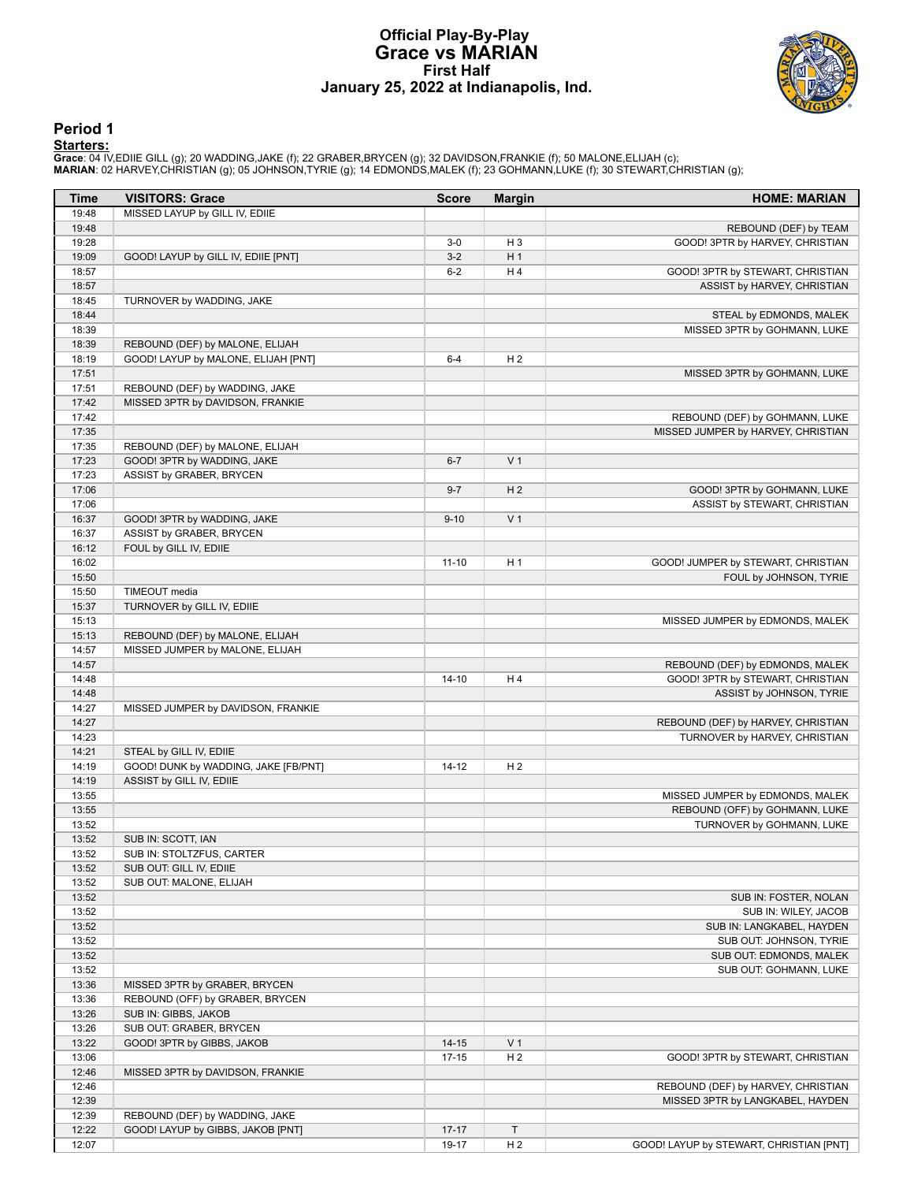# Official Play-By-Play
# Grace vs MARIAN
## First Half
### January 25, 2022 at Indianapolis, Ind.

## Period 1

**Starters:**

**Grace**: 04 IV,EDIIE GILL (g); 20 WADDING,JAKE (f); 22 GRABER,BRYCEN (g); 32 DAVIDSON,FRANKIE (f); 50 MALONE,ELIJAH (c);
**MARIAN**: 02 HARVEY,CHRISTIAN (g); 05 JOHNSON,TYRIE (g); 14 EDMONDS,MALEK (f); 23 GOHMANN,LUKE (f); 30 STEWART,CHRISTIAN (g);

| Time | VISITORS: Grace | Score | Margin | HOME: MARIAN |
|---|---|---|---|---|
| 19:48 | MISSED LAYUP by GILL IV, EDIIE | | | |
| 19:48 | | | | REBOUND (DEF) by TEAM |
| 19:28 | | 3-0 | H 3 | GOOD! 3PTR by HARVEY, CHRISTIAN |
| 19:09 | GOOD! LAYUP by GILL IV, EDIIE [PNT] | 3-2 | H 1 | |
| 18:57 | | 6-2 | H 4 | GOOD! 3PTR by STEWART, CHRISTIAN |
| 18:57 | | | | ASSIST by HARVEY, CHRISTIAN |
| 18:45 | TURNOVER by WADDING, JAKE | | | |
| 18:44 | | | | STEAL by EDMONDS, MALEK |
| 18:39 | | | | MISSED 3PTR by GOHMANN, LUKE |
| 18:39 | REBOUND (DEF) by MALONE, ELIJAH | | | |
| 18:19 | GOOD! LAYUP by MALONE, ELIJAH [PNT] | 6-4 | H 2 | |
| 17:51 | | | | MISSED 3PTR by GOHMANN, LUKE |
| 17:51 | REBOUND (DEF) by WADDING, JAKE | | | |
| 17:42 | MISSED 3PTR by DAVIDSON, FRANKIE | | | |
| 17:42 | | | | REBOUND (DEF) by GOHMANN, LUKE |
| 17:35 | | | | MISSED JUMPER by HARVEY, CHRISTIAN |
| 17:35 | REBOUND (DEF) by MALONE, ELIJAH | | | |
| 17:23 | GOOD! 3PTR by WADDING, JAKE | 6-7 | V 1 | |
| 17:23 | ASSIST by GRABER, BRYCEN | | | |
| 17:06 | | 9-7 | H 2 | GOOD! 3PTR by GOHMANN, LUKE |
| 17:06 | | | | ASSIST by STEWART, CHRISTIAN |
| 16:37 | GOOD! 3PTR by WADDING, JAKE | 9-10 | V 1 | |
| 16:37 | ASSIST by GRABER, BRYCEN | | | |
| 16:12 | FOUL by GILL IV, EDIIE | | | |
| 16:02 | | 11-10 | H 1 | GOOD! JUMPER by STEWART, CHRISTIAN |
| 15:50 | | | | FOUL by JOHNSON, TYRIE |
| 15:50 | TIMEOUT media | | | |
| 15:37 | TURNOVER by GILL IV, EDIIE | | | |
| 15:13 | | | | MISSED JUMPER by EDMONDS, MALEK |
| 15:13 | REBOUND (DEF) by MALONE, ELIJAH | | | |
| 14:57 | MISSED JUMPER by MALONE, ELIJAH | | | |
| 14:57 | | | | REBOUND (DEF) by EDMONDS, MALEK |
| 14:48 | | 14-10 | H 4 | GOOD! 3PTR by STEWART, CHRISTIAN |
| 14:48 | | | | ASSIST by JOHNSON, TYRIE |
| 14:27 | MISSED JUMPER by DAVIDSON, FRANKIE | | | |
| 14:27 | | | | REBOUND (DEF) by HARVEY, CHRISTIAN |
| 14:23 | | | | TURNOVER by HARVEY, CHRISTIAN |
| 14:21 | STEAL by GILL IV, EDIIE | | | |
| 14:19 | GOOD! DUNK by WADDING, JAKE [FB/PNT] | 14-12 | H 2 | |
| 14:19 | ASSIST by GILL IV, EDIIE | | | |
| 13:55 | | | | MISSED JUMPER by EDMONDS, MALEK |
| 13:55 | | | | REBOUND (OFF) by GOHMANN, LUKE |
| 13:52 | | | | TURNOVER by GOHMANN, LUKE |
| 13:52 | SUB IN: SCOTT, IAN | | | |
| 13:52 | SUB IN: STOLTZFUS, CARTER | | | |
| 13:52 | SUB OUT: GILL IV, EDIIE | | | |
| 13:52 | SUB OUT: MALONE, ELIJAH | | | |
| 13:52 | | | | SUB IN: FOSTER, NOLAN |
| 13:52 | | | | SUB IN: WILEY, JACOB |
| 13:52 | | | | SUB IN: LANGKABEL, HAYDEN |
| 13:52 | | | | SUB OUT: JOHNSON, TYRIE |
| 13:52 | | | | SUB OUT: EDMONDS, MALEK |
| 13:52 | | | | SUB OUT: GOHMANN, LUKE |
| 13:36 | MISSED 3PTR by GRABER, BRYCEN | | | |
| 13:36 | REBOUND (OFF) by GRABER, BRYCEN | | | |
| 13:26 | SUB IN: GIBBS, JAKOB | | | |
| 13:26 | SUB OUT: GRABER, BRYCEN | | | |
| 13:22 | GOOD! 3PTR by GIBBS, JAKOB | 14-15 | V 1 | |
| 13:06 | | 17-15 | H 2 | GOOD! 3PTR by STEWART, CHRISTIAN |
| 12:46 | MISSED 3PTR by DAVIDSON, FRANKIE | | | |
| 12:46 | | | | REBOUND (DEF) by HARVEY, CHRISTIAN |
| 12:39 | | | | MISSED 3PTR by LANGKABEL, HAYDEN |
| 12:39 | REBOUND (DEF) by WADDING, JAKE | | | |
| 12:22 | GOOD! LAYUP by GIBBS, JAKOB [PNT] | 17-17 | T | |
| 12:07 | | 19-17 | H 2 | GOOD! LAYUP by STEWART, CHRISTIAN [PNT] |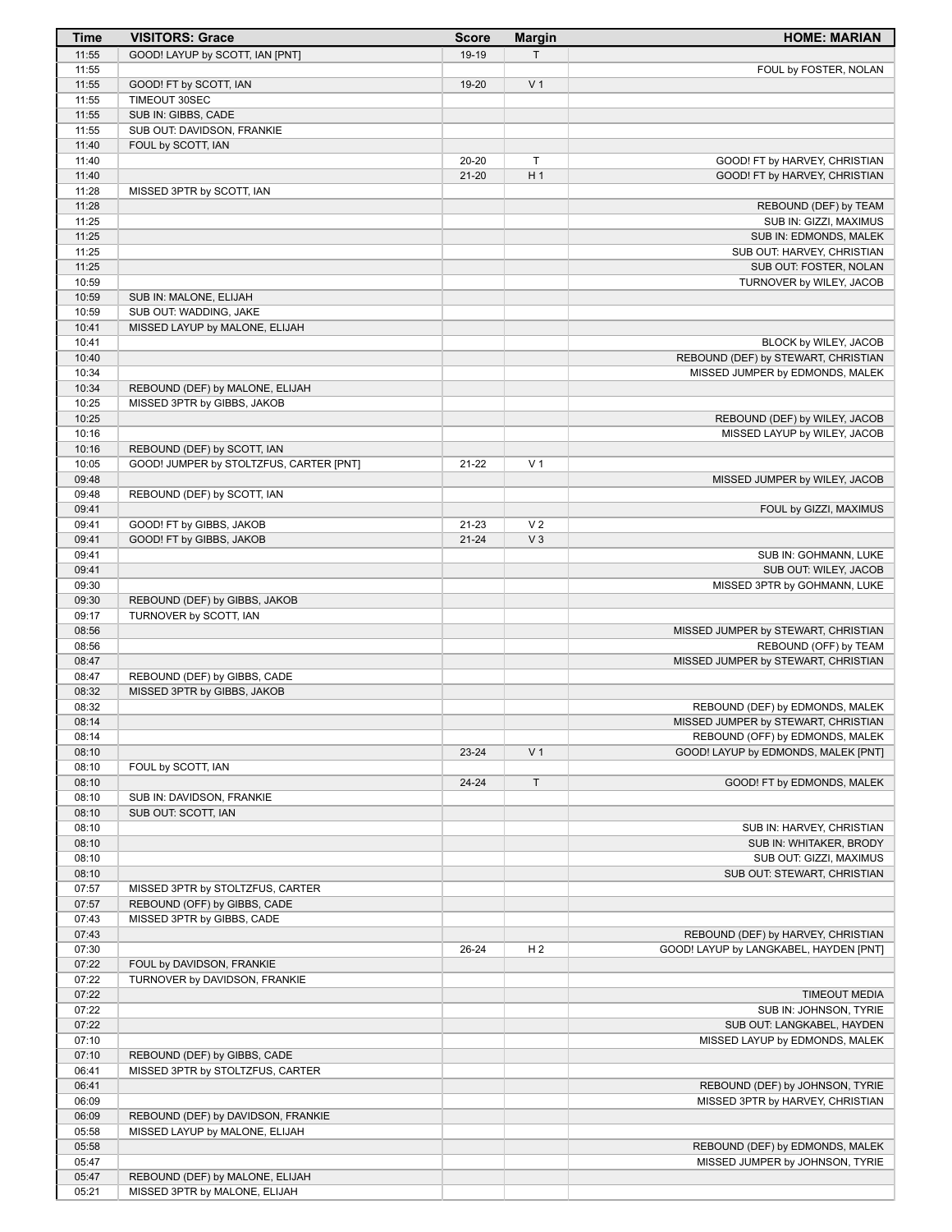| Time | VISITORS: Grace | Score | Margin | HOME: MARIAN |
|---|---|---|---|---|
| 11:55 | GOOD! LAYUP by SCOTT, IAN [PNT] | 19-19 | T | |
| 11:55 | | | | FOUL by FOSTER, NOLAN |
| 11:55 | GOOD! FT by SCOTT, IAN | 19-20 | V 1 | |
| 11:55 | TIMEOUT 30SEC | | | |
| 11:55 | SUB IN: GIBBS, CADE | | | |
| 11:55 | SUB OUT: DAVIDSON, FRANKIE | | | |
| 11:40 | FOUL by SCOTT, IAN | | | |
| 11:40 | | 20-20 | T | GOOD! FT by HARVEY, CHRISTIAN |
| 11:40 | | 21-20 | H 1 | GOOD! FT by HARVEY, CHRISTIAN |
| 11:28 | MISSED 3PTR by SCOTT, IAN | | | |
| 11:28 | | | | REBOUND (DEF) by TEAM |
| 11:25 | | | | SUB IN: GIZZI, MAXIMUS |
| 11:25 | | | | SUB IN: EDMONDS, MALEK |
| 11:25 | | | | SUB OUT: HARVEY, CHRISTIAN |
| 11:25 | | | | SUB OUT: FOSTER, NOLAN |
| 10:59 | | | | TURNOVER by WILEY, JACOB |
| 10:59 | SUB IN: MALONE, ELIJAH | | | |
| 10:59 | SUB OUT: WADDING, JAKE | | | |
| 10:41 | MISSED LAYUP by MALONE, ELIJAH | | | |
| 10:41 | | | | BLOCK by WILEY, JACOB |
| 10:40 | | | | REBOUND (DEF) by STEWART, CHRISTIAN |
| 10:34 | | | | MISSED JUMPER by EDMONDS, MALEK |
| 10:34 | REBOUND (DEF) by MALONE, ELIJAH | | | |
| 10:25 | MISSED 3PTR by GIBBS, JAKOB | | | |
| 10:25 | | | | REBOUND (DEF) by WILEY, JACOB |
| 10:16 | | | | MISSED LAYUP by WILEY, JACOB |
| 10:16 | REBOUND (DEF) by SCOTT, IAN | | | |
| 10:05 | GOOD! JUMPER by STOLTZFUS, CARTER [PNT] | 21-22 | V 1 | |
| 09:48 | | | | MISSED JUMPER by WILEY, JACOB |
| 09:48 | REBOUND (DEF) by SCOTT, IAN | | | |
| 09:41 | | | | FOUL by GIZZI, MAXIMUS |
| 09:41 | GOOD! FT by GIBBS, JAKOB | 21-23 | V 2 | |
| 09:41 | GOOD! FT by GIBBS, JAKOB | 21-24 | V 3 | |
| 09:41 | | | | SUB IN: GOHMANN, LUKE |
| 09:41 | | | | SUB OUT: WILEY, JACOB |
| 09:30 | | | | MISSED 3PTR by GOHMANN, LUKE |
| 09:30 | REBOUND (DEF) by GIBBS, JAKOB | | | |
| 09:17 | TURNOVER by SCOTT, IAN | | | |
| 08:56 | | | | MISSED JUMPER by STEWART, CHRISTIAN |
| 08:56 | | | | REBOUND (OFF) by TEAM |
| 08:47 | | | | MISSED JUMPER by STEWART, CHRISTIAN |
| 08:47 | REBOUND (DEF) by GIBBS, CADE | | | |
| 08:32 | MISSED 3PTR by GIBBS, JAKOB | | | |
| 08:32 | | | | REBOUND (DEF) by EDMONDS, MALEK |
| 08:14 | | | | MISSED JUMPER by STEWART, CHRISTIAN |
| 08:14 | | | | REBOUND (OFF) by EDMONDS, MALEK |
| 08:10 | | 23-24 | V 1 | GOOD! LAYUP by EDMONDS, MALEK [PNT] |
| 08:10 | FOUL by SCOTT, IAN | | | |
| 08:10 | | 24-24 | T | GOOD! FT by EDMONDS, MALEK |
| 08:10 | SUB IN: DAVIDSON, FRANKIE | | | |
| 08:10 | SUB OUT: SCOTT, IAN | | | |
| 08:10 | | | | SUB IN: HARVEY, CHRISTIAN |
| 08:10 | | | | SUB IN: WHITAKER, BRODY |
| 08:10 | | | | SUB OUT: GIZZI, MAXIMUS |
| 08:10 | | | | SUB OUT: STEWART, CHRISTIAN |
| 07:57 | MISSED 3PTR by STOLTZFUS, CARTER | | | |
| 07:57 | REBOUND (OFF) by GIBBS, CADE | | | |
| 07:43 | MISSED 3PTR by GIBBS, CADE | | | |
| 07:43 | | | | REBOUND (DEF) by HARVEY, CHRISTIAN |
| 07:30 | | 26-24 | H 2 | GOOD! LAYUP by LANGKABEL, HAYDEN [PNT] |
| 07:22 | FOUL by DAVIDSON, FRANKIE | | | |
| 07:22 | TURNOVER by DAVIDSON, FRANKIE | | | |
| 07:22 | | | | TIMEOUT MEDIA |
| 07:22 | | | | SUB IN: JOHNSON, TYRIE |
| 07:22 | | | | SUB OUT: LANGKABEL, HAYDEN |
| 07:10 | | | | MISSED LAYUP by EDMONDS, MALEK |
| 07:10 | REBOUND (DEF) by GIBBS, CADE | | | |
| 06:41 | MISSED 3PTR by STOLTZFUS, CARTER | | | |
| 06:41 | | | | REBOUND (DEF) by JOHNSON, TYRIE |
| 06:09 | | | | MISSED 3PTR by HARVEY, CHRISTIAN |
| 06:09 | REBOUND (DEF) by DAVIDSON, FRANKIE | | | |
| 05:58 | MISSED LAYUP by MALONE, ELIJAH | | | |
| 05:58 | | | | REBOUND (DEF) by EDMONDS, MALEK |
| 05:47 | | | | MISSED JUMPER by JOHNSON, TYRIE |
| 05:47 | REBOUND (DEF) by MALONE, ELIJAH | | | |
| 05:21 | MISSED 3PTR by MALONE, ELIJAH | | | |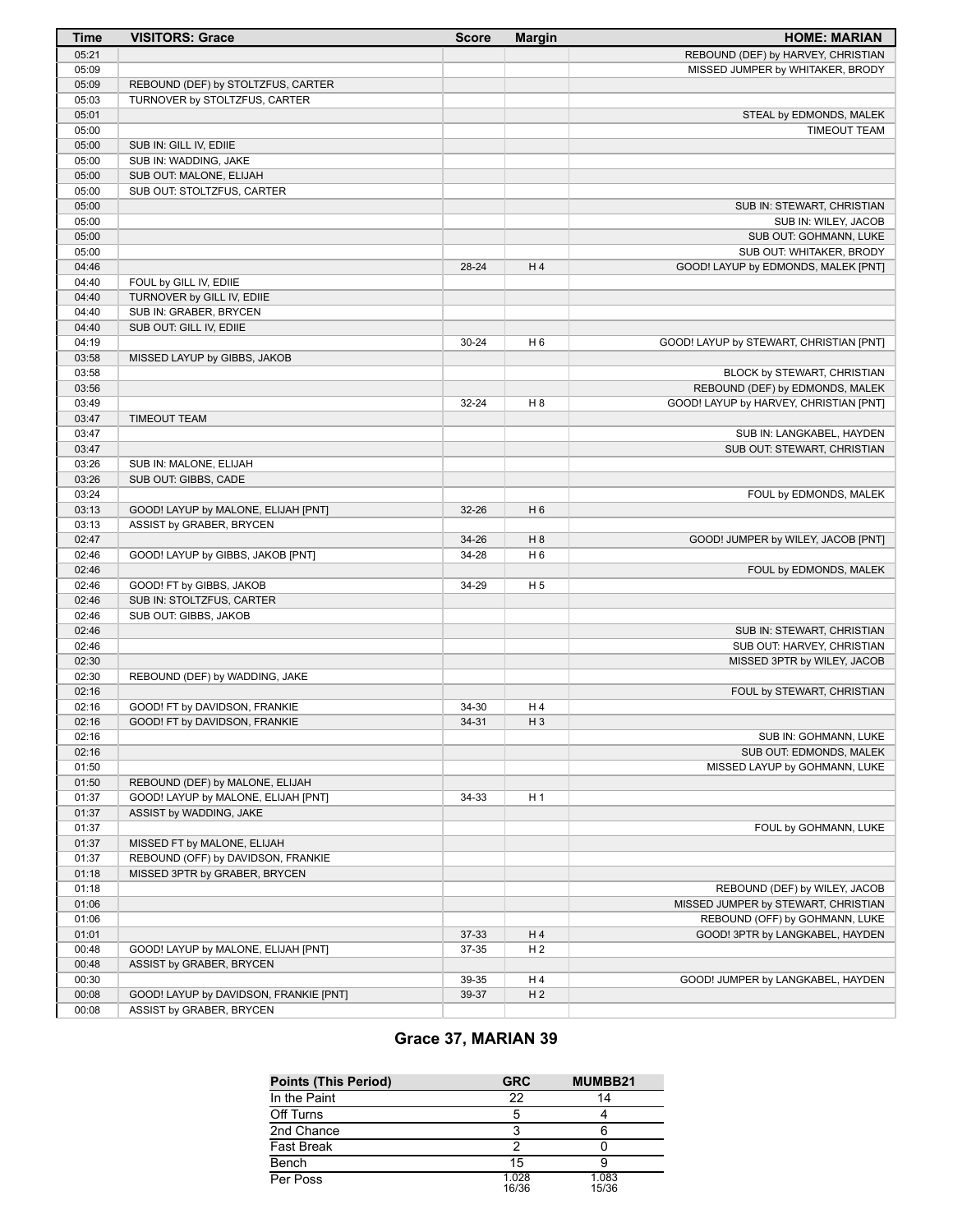| Time | VISITORS: Grace | Score | Margin | HOME: MARIAN |
|---|---|---|---|---|
| 05:21 | | | | REBOUND (DEF) by HARVEY, CHRISTIAN |
| 05:09 | | | | MISSED JUMPER by WHITAKER, BRODY |
| 05:09 | REBOUND (DEF) by STOLTZFUS, CARTER | | | |
| 05:03 | TURNOVER by STOLTZFUS, CARTER | | | |
| 05:01 | | | | STEAL by EDMONDS, MALEK |
| 05:00 | | | | TIMEOUT TEAM |
| 05:00 | SUB IN: GILL IV, EDIIE | | | |
| 05:00 | SUB IN: WADDING, JAKE | | | |
| 05:00 | SUB OUT: MALONE, ELIJAH | | | |
| 05:00 | SUB OUT: STOLTZFUS, CARTER | | | |
| 05:00 | | | | SUB IN: STEWART, CHRISTIAN |
| 05:00 | | | | SUB IN: WILEY, JACOB |
| 05:00 | | | | SUB OUT: GOHMANN, LUKE |
| 05:00 | | | | SUB OUT: WHITAKER, BRODY |
| 04:46 | | 28-24 | H 4 | GOOD! LAYUP by EDMONDS, MALEK [PNT] |
| 04:40 | FOUL by GILL IV, EDIIE | | | |
| 04:40 | TURNOVER by GILL IV, EDIIE | | | |
| 04:40 | SUB IN: GRABER, BRYCEN | | | |
| 04:40 | SUB OUT: GILL IV, EDIIE | | | |
| 04:19 | | 30-24 | H 6 | GOOD! LAYUP by STEWART, CHRISTIAN [PNT] |
| 03:58 | MISSED LAYUP by GIBBS, JAKOB | | | |
| 03:58 | | | | BLOCK by STEWART, CHRISTIAN |
| 03:56 | | | | REBOUND (DEF) by EDMONDS, MALEK |
| 03:49 | | 32-24 | H 8 | GOOD! LAYUP by HARVEY, CHRISTIAN [PNT] |
| 03:47 | TIMEOUT TEAM | | | |
| 03:47 | | | | SUB IN: LANGKABEL, HAYDEN |
| 03:47 | | | | SUB OUT: STEWART, CHRISTIAN |
| 03:26 | SUB IN: MALONE, ELIJAH | | | |
| 03:26 | SUB OUT: GIBBS, CADE | | | |
| 03:24 | | | | FOUL by EDMONDS, MALEK |
| 03:13 | GOOD! LAYUP by MALONE, ELIJAH [PNT] | 32-26 | H 6 | |
| 03:13 | ASSIST by GRABER, BRYCEN | | | |
| 02:47 | | 34-26 | H 8 | GOOD! JUMPER by WILEY, JACOB [PNT] |
| 02:46 | GOOD! LAYUP by GIBBS, JAKOB [PNT] | 34-28 | H 6 | |
| 02:46 | | | | FOUL by EDMONDS, MALEK |
| 02:46 | GOOD! FT by GIBBS, JAKOB | 34-29 | H 5 | |
| 02:46 | SUB IN: STOLTZFUS, CARTER | | | |
| 02:46 | SUB OUT: GIBBS, JAKOB | | | |
| 02:46 | | | | SUB IN: STEWART, CHRISTIAN |
| 02:46 | | | | SUB OUT: HARVEY, CHRISTIAN |
| 02:30 | | | | MISSED 3PTR by WILEY, JACOB |
| 02:30 | REBOUND (DEF) by WADDING, JAKE | | | |
| 02:16 | | | | FOUL by STEWART, CHRISTIAN |
| 02:16 | GOOD! FT by DAVIDSON, FRANKIE | 34-30 | H 4 | |
| 02:16 | GOOD! FT by DAVIDSON, FRANKIE | 34-31 | H 3 | |
| 02:16 | | | | SUB IN: GOHMANN, LUKE |
| 02:16 | | | | SUB OUT: EDMONDS, MALEK |
| 01:50 | | | | MISSED LAYUP by GOHMANN, LUKE |
| 01:50 | REBOUND (DEF) by MALONE, ELIJAH | | | |
| 01:37 | GOOD! LAYUP by MALONE, ELIJAH [PNT] | 34-33 | H 1 | |
| 01:37 | ASSIST by WADDING, JAKE | | | |
| 01:37 | | | | FOUL by GOHMANN, LUKE |
| 01:37 | MISSED FT by MALONE, ELIJAH | | | |
| 01:37 | REBOUND (OFF) by DAVIDSON, FRANKIE | | | |
| 01:18 | MISSED 3PTR by GRABER, BRYCEN | | | |
| 01:18 | | | | REBOUND (DEF) by WILEY, JACOB |
| 01:06 | | | | MISSED JUMPER by STEWART, CHRISTIAN |
| 01:06 | | | | REBOUND (OFF) by GOHMANN, LUKE |
| 01:01 | | 37-33 | H 4 | GOOD! 3PTR by LANGKABEL, HAYDEN |
| 00:48 | GOOD! LAYUP by MALONE, ELIJAH [PNT] | 37-35 | H 2 | |
| 00:48 | ASSIST by GRABER, BRYCEN | | | |
| 00:30 | | 39-35 | H 4 | GOOD! JUMPER by LANGKABEL, HAYDEN |
| 00:08 | GOOD! LAYUP by DAVIDSON, FRANKIE [PNT] | 39-37 | H 2 | |
| 00:08 | ASSIST by GRABER, BRYCEN | | | |

## Grace 37, MARIAN 39

| Points (This Period) | GRC | MUMBB21 |
|---|---|---|
| In the Paint | 22 | 14 |
| Off Turns | 5 | 4 |
| 2nd Chance | 3 | 6 |
| Fast Break | 2 | 0 |
| Bench | 15 | 9 |
| Per Poss | 1.028 16/36 | 1.083 15/36 |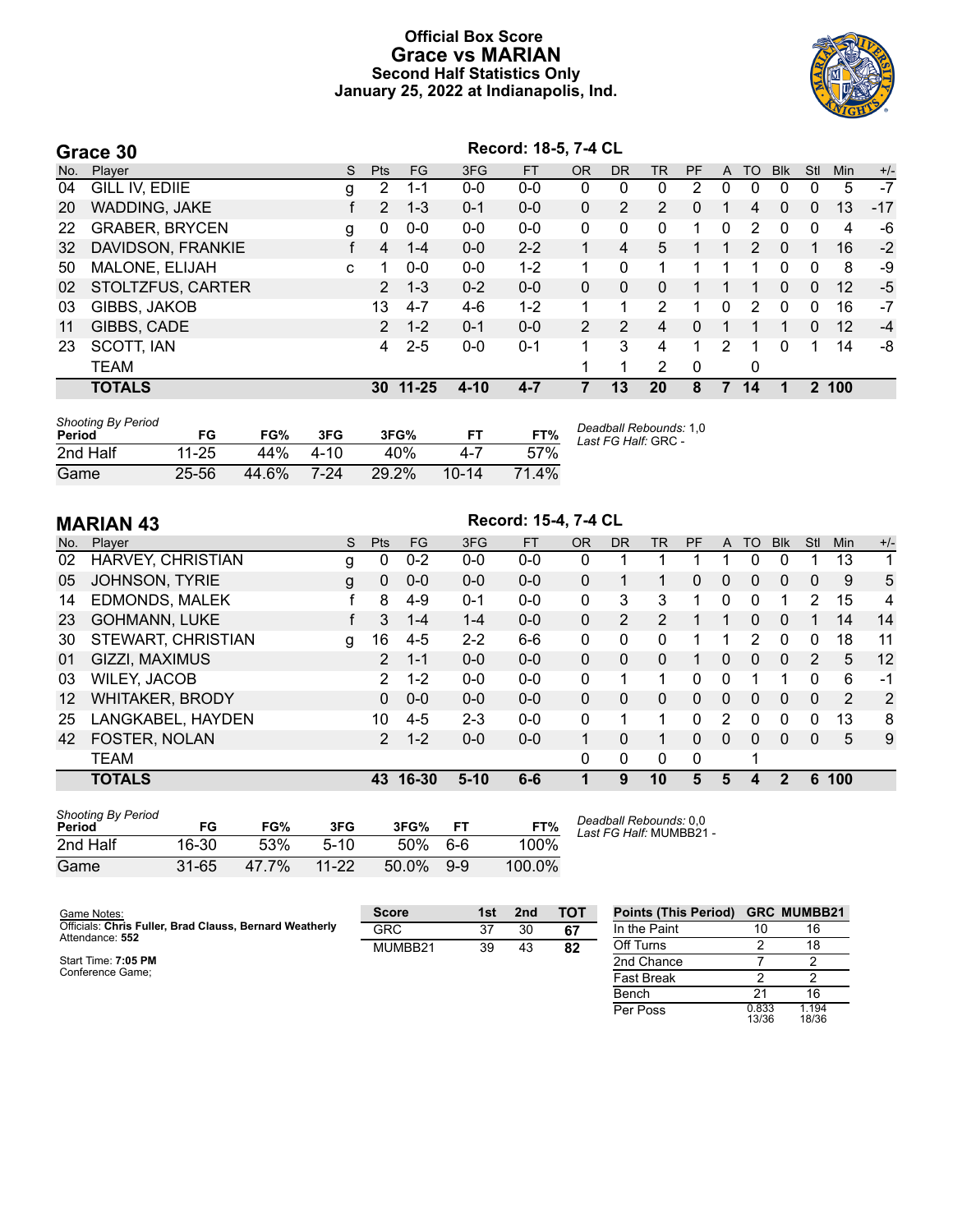# Official Box Score
# Grace vs MARIAN
## Second Half Statistics Only
## January 25, 2022 at Indianapolis, Ind.

## Grace 30

Record: 18-5, 7-4 CL

| No. | Player | S | Pts | FG | 3FG | FT | OR | DR | TR | PF | A | TO | Blk | Stl | Min | +/- |
|---|---|---|---|---|---|---|---|---|---|---|---|---|---|---|---|---|
| 04 | GILL IV, EDIIE | g | 2 | 1-1 | 0-0 | 0-0 | 0 | 0 | 0 | 2 | 0 | 0 | 0 | 0 | 5 | -7 |
| 20 | WADDING, JAKE | f | 2 | 1-3 | 0-1 | 0-0 | 0 | 2 | 2 | 0 | 1 | 4 | 0 | 0 | 13 | -17 |
| 22 | GRABER, BRYCEN | g | 0 | 0-0 | 0-0 | 0-0 | 0 | 0 | 0 | 1 | 0 | 2 | 0 | 0 | 4 | -6 |
| 32 | DAVIDSON, FRANKIE | f | 4 | 1-4 | 0-0 | 2-2 | 1 | 4 | 5 | 1 | 1 | 2 | 0 | 1 | 16 | -2 |
| 50 | MALONE, ELIJAH | c | 1 | 0-0 | 0-0 | 1-2 | 1 | 0 | 1 | 1 | 1 | 1 | 0 | 0 | 8 | -9 |
| 02 | STOLTZFUS, CARTER | | 2 | 1-3 | 0-2 | 0-0 | 0 | 0 | 0 | 1 | 1 | 1 | 0 | 0 | 12 | -5 |
| 03 | GIBBS, JAKOB | | 13 | 4-7 | 4-6 | 1-2 | 1 | 1 | 2 | 1 | 0 | 2 | 0 | 0 | 16 | -7 |
| 11 | GIBBS, CADE | | 2 | 1-2 | 0-1 | 0-0 | 2 | 2 | 4 | 0 | 1 | 1 | 1 | 0 | 12 | -4 |
| 23 | SCOTT, IAN | | 4 | 2-5 | 0-0 | 0-1 | 1 | 3 | 4 | 1 | 2 | 1 | 0 | 1 | 14 | -8 |
| | TEAM | | | | | | 1 | 1 | 2 | 0 | | 0 | | | | |
| | **TOTALS** | | **30** | **11-25** | **4-10** | **4-7** | **7** | **13** | **20** | **8** | **7** | **14** | **1** | **2** | **100** | |

*Shooting By Period*

| Period | FG | FG% | 3FG | 3FG% | FT | FT% |
|---|---|---|---|---|---|---|
| 2nd Half | 11-25 | 44% | 4-10 | 40% | 4-7 | 57% |
| Game | 25-56 | 44.6% | 7-24 | 29.2% | 10-14 | 71.4% |

*Deadball Rebounds:* 1,0
*Last FG Half:* GRC -

## MARIAN 43

Record: 15-4, 7-4 CL

| No. | Player | S | Pts | FG | 3FG | FT | OR | DR | TR | PF | A | TO | Blk | Stl | Min | +/- |
|---|---|---|---|---|---|---|---|---|---|---|---|---|---|---|---|---|
| 02 | HARVEY, CHRISTIAN | g | 0 | 0-2 | 0-0 | 0-0 | 0 | 1 | 1 | 1 | 1 | 0 | 0 | 1 | 13 | 1 |
| 05 | JOHNSON, TYRIE | g | 0 | 0-0 | 0-0 | 0-0 | 0 | 1 | 1 | 0 | 0 | 0 | 0 | 0 | 9 | 5 |
| 14 | EDMONDS, MALEK | f | 8 | 4-9 | 0-1 | 0-0 | 0 | 3 | 3 | 1 | 0 | 0 | 1 | 2 | 15 | 4 |
| 23 | GOHMANN, LUKE | f | 3 | 1-4 | 1-4 | 0-0 | 0 | 2 | 2 | 1 | 1 | 0 | 0 | 1 | 14 | 14 |
| 30 | STEWART, CHRISTIAN | g | 16 | 4-5 | 2-2 | 6-6 | 0 | 0 | 0 | 1 | 1 | 2 | 0 | 0 | 18 | 11 |
| 01 | GIZZI, MAXIMUS | | 2 | 1-1 | 0-0 | 0-0 | 0 | 0 | 0 | 1 | 0 | 0 | 0 | 2 | 5 | 12 |
| 03 | WILEY, JACOB | | 2 | 1-2 | 0-0 | 0-0 | 0 | 1 | 1 | 0 | 0 | 1 | 1 | 0 | 6 | -1 |
| 12 | WHITAKER, BRODY | | 0 | 0-0 | 0-0 | 0-0 | 0 | 0 | 0 | 0 | 0 | 0 | 0 | 0 | 2 | 2 |
| 25 | LANGKABEL, HAYDEN | | 10 | 4-5 | 2-3 | 0-0 | 0 | 1 | 1 | 0 | 2 | 0 | 0 | 0 | 13 | 8 |
| 42 | FOSTER, NOLAN | | 2 | 1-2 | 0-0 | 0-0 | 1 | 0 | 1 | 0 | 0 | 0 | 0 | 0 | 5 | 9 |
| | TEAM | | | | | | 0 | 0 | 0 | 0 | | 1 | | | | |
| | **TOTALS** | | **43** | **16-30** | **5-10** | **6-6** | **1** | **9** | **10** | **5** | **5** | **4** | **2** | **6** | **100** | |

*Shooting By Period*

| Period | FG | FG% | 3FG | 3FG% | FT | FT% |
|---|---|---|---|---|---|---|
| 2nd Half | 16-30 | 53% | 5-10 | 50% | 6-6 | 100% |
| Game | 31-65 | 47.7% | 11-22 | 50.0% | 9-9 | 100.0% |

*Deadball Rebounds:* 0,0
*Last FG Half:* MUMBB21 -

Game Notes:
Officials: **Chris Fuller, Brad Clauss, Bernard Weatherly**
Attendance: **552**

Start Time: **7:05 PM**
Conference Game;

| Score | 1st | 2nd | TOT |
|---|---|---|---|
| GRC | 37 | 30 | **67** |
| MUMBB21 | 39 | 43 | **82** |

| Points (This Period) | GRC | MUMBB21 |
|---|---|---|
| In the Paint | 10 | 16 |
| Off Turns | 2 | 18 |
| 2nd Chance | 7 | 2 |
| Fast Break | 2 | 2 |
| Bench | 21 | 16 |
| Per Poss | 0.833 13/36 | 1.194 18/36 |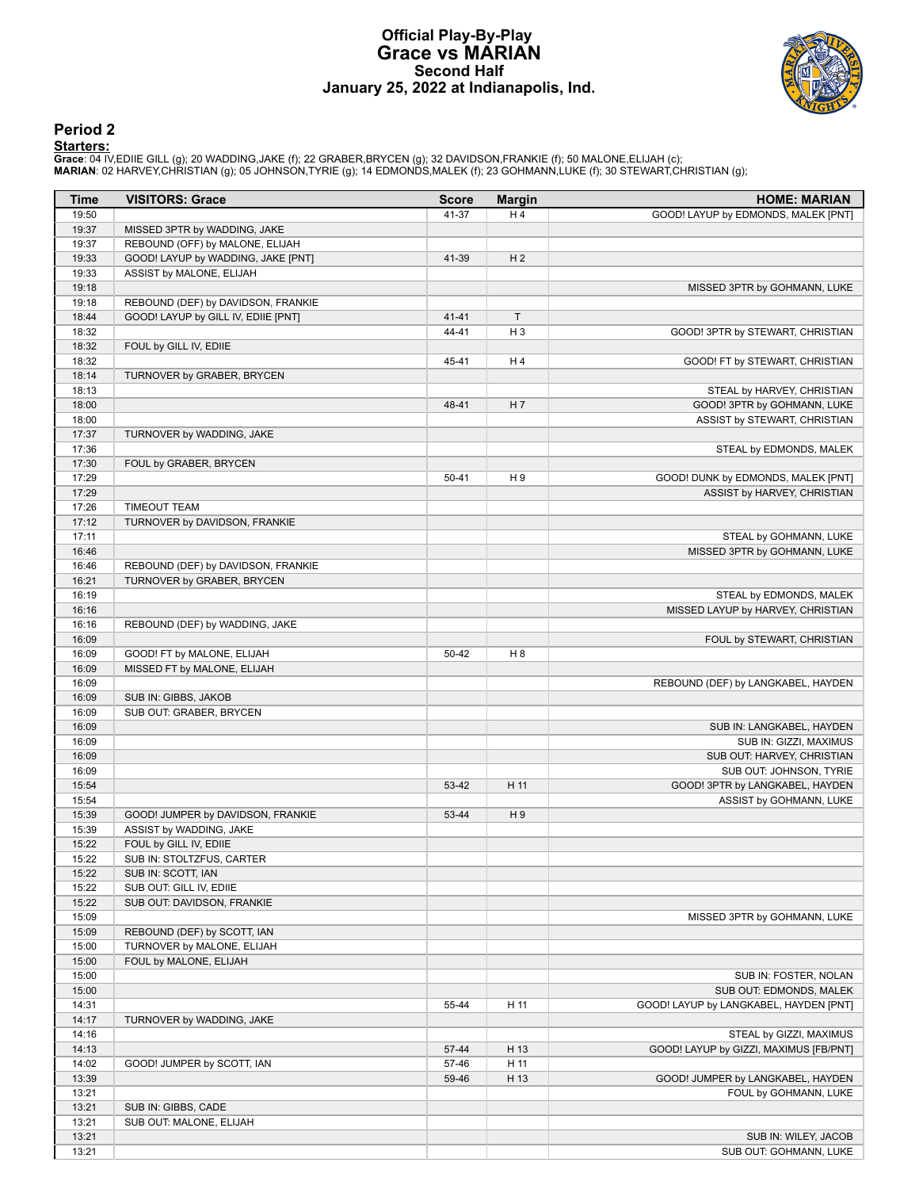# Official Play-By-Play
# Grace vs MARIAN
## Second Half
## January 25, 2022 at Indianapolis, Ind.

### Period 2

**Starters:**

**Grace**: 04 IV,EDIIE GILL (g); 20 WADDING,JAKE (f); 22 GRABER,BRYCEN (g); 32 DAVIDSON,FRANKIE (f); 50 MALONE,ELIJAH (c);
**MARIAN**: 02 HARVEY,CHRISTIAN (g); 05 JOHNSON,TYRIE (g); 14 EDMONDS,MALEK (f); 23 GOHMANN,LUKE (f); 30 STEWART,CHRISTIAN (g);

| Time | VISITORS: Grace | Score | Margin | HOME: MARIAN |
|---|---|---|---|---|
| 19:50 | | 41-37 | H 4 | GOOD! LAYUP by EDMONDS, MALEK [PNT] |
| 19:37 | MISSED 3PTR by WADDING, JAKE | | | |
| 19:37 | REBOUND (OFF) by MALONE, ELIJAH | | | |
| 19:33 | GOOD! LAYUP by WADDING, JAKE [PNT] | 41-39 | H 2 | |
| 19:33 | ASSIST by MALONE, ELIJAH | | | |
| 19:18 | | | | MISSED 3PTR by GOHMANN, LUKE |
| 19:18 | REBOUND (DEF) by DAVIDSON, FRANKIE | | | |
| 18:44 | GOOD! LAYUP by GILL IV, EDIIE [PNT] | 41-41 | T | |
| 18:32 | | 44-41 | H 3 | GOOD! 3PTR by STEWART, CHRISTIAN |
| 18:32 | FOUL by GILL IV, EDIIE | | | |
| 18:32 | | 45-41 | H 4 | GOOD! FT by STEWART, CHRISTIAN |
| 18:14 | TURNOVER by GRABER, BRYCEN | | | |
| 18:13 | | | | STEAL by HARVEY, CHRISTIAN |
| 18:00 | | 48-41 | H 7 | GOOD! 3PTR by GOHMANN, LUKE |
| 18:00 | | | | ASSIST by STEWART, CHRISTIAN |
| 17:37 | TURNOVER by WADDING, JAKE | | | |
| 17:36 | | | | STEAL by EDMONDS, MALEK |
| 17:30 | FOUL by GRABER, BRYCEN | | | |
| 17:29 | | 50-41 | H 9 | GOOD! DUNK by EDMONDS, MALEK [PNT] |
| 17:29 | | | | ASSIST by HARVEY, CHRISTIAN |
| 17:26 | TIMEOUT TEAM | | | |
| 17:12 | TURNOVER by DAVIDSON, FRANKIE | | | |
| 17:11 | | | | STEAL by GOHMANN, LUKE |
| 16:46 | | | | MISSED 3PTR by GOHMANN, LUKE |
| 16:46 | REBOUND (DEF) by DAVIDSON, FRANKIE | | | |
| 16:21 | TURNOVER by GRABER, BRYCEN | | | |
| 16:19 | | | | STEAL by EDMONDS, MALEK |
| 16:16 | | | | MISSED LAYUP by HARVEY, CHRISTIAN |
| 16:16 | REBOUND (DEF) by WADDING, JAKE | | | |
| 16:09 | | | | FOUL by STEWART, CHRISTIAN |
| 16:09 | GOOD! FT by MALONE, ELIJAH | 50-42 | H 8 | |
| 16:09 | MISSED FT by MALONE, ELIJAH | | | |
| 16:09 | | | | REBOUND (DEF) by LANGKABEL, HAYDEN |
| 16:09 | SUB IN: GIBBS, JAKOB | | | |
| 16:09 | SUB OUT: GRABER, BRYCEN | | | |
| 16:09 | | | | SUB IN: LANGKABEL, HAYDEN |
| 16:09 | | | | SUB IN: GIZZI, MAXIMUS |
| 16:09 | | | | SUB OUT: HARVEY, CHRISTIAN |
| 16:09 | | | | SUB OUT: JOHNSON, TYRIE |
| 15:54 | | 53-42 | H 11 | GOOD! 3PTR by LANGKABEL, HAYDEN |
| 15:54 | | | | ASSIST by GOHMANN, LUKE |
| 15:39 | GOOD! JUMPER by DAVIDSON, FRANKIE | 53-44 | H 9 | |
| 15:39 | ASSIST by WADDING, JAKE | | | |
| 15:22 | FOUL by GILL IV, EDIIE | | | |
| 15:22 | SUB IN: STOLTZFUS, CARTER | | | |
| 15:22 | SUB IN: SCOTT, IAN | | | |
| 15:22 | SUB OUT: GILL IV, EDIIE | | | |
| 15:22 | SUB OUT: DAVIDSON, FRANKIE | | | |
| 15:09 | | | | MISSED 3PTR by GOHMANN, LUKE |
| 15:09 | REBOUND (DEF) by SCOTT, IAN | | | |
| 15:00 | TURNOVER by MALONE, ELIJAH | | | |
| 15:00 | FOUL by MALONE, ELIJAH | | | |
| 15:00 | | | | SUB IN: FOSTER, NOLAN |
| 15:00 | | | | SUB OUT: EDMONDS, MALEK |
| 14:31 | | 55-44 | H 11 | GOOD! LAYUP by LANGKABEL, HAYDEN [PNT] |
| 14:17 | TURNOVER by WADDING, JAKE | | | |
| 14:16 | | | | STEAL by GIZZI, MAXIMUS |
| 14:13 | | 57-44 | H 13 | GOOD! LAYUP by GIZZI, MAXIMUS [FB/PNT] |
| 14:02 | GOOD! JUMPER by SCOTT, IAN | 57-46 | H 11 | |
| 13:39 | | 59-46 | H 13 | GOOD! JUMPER by LANGKABEL, HAYDEN |
| 13:21 | | | | FOUL by GOHMANN, LUKE |
| 13:21 | SUB IN: GIBBS, CADE | | | |
| 13:21 | SUB OUT: MALONE, ELIJAH | | | |
| 13:21 | | | | SUB IN: WILEY, JACOB |
| 13:21 | | | | SUB OUT: GOHMANN, LUKE |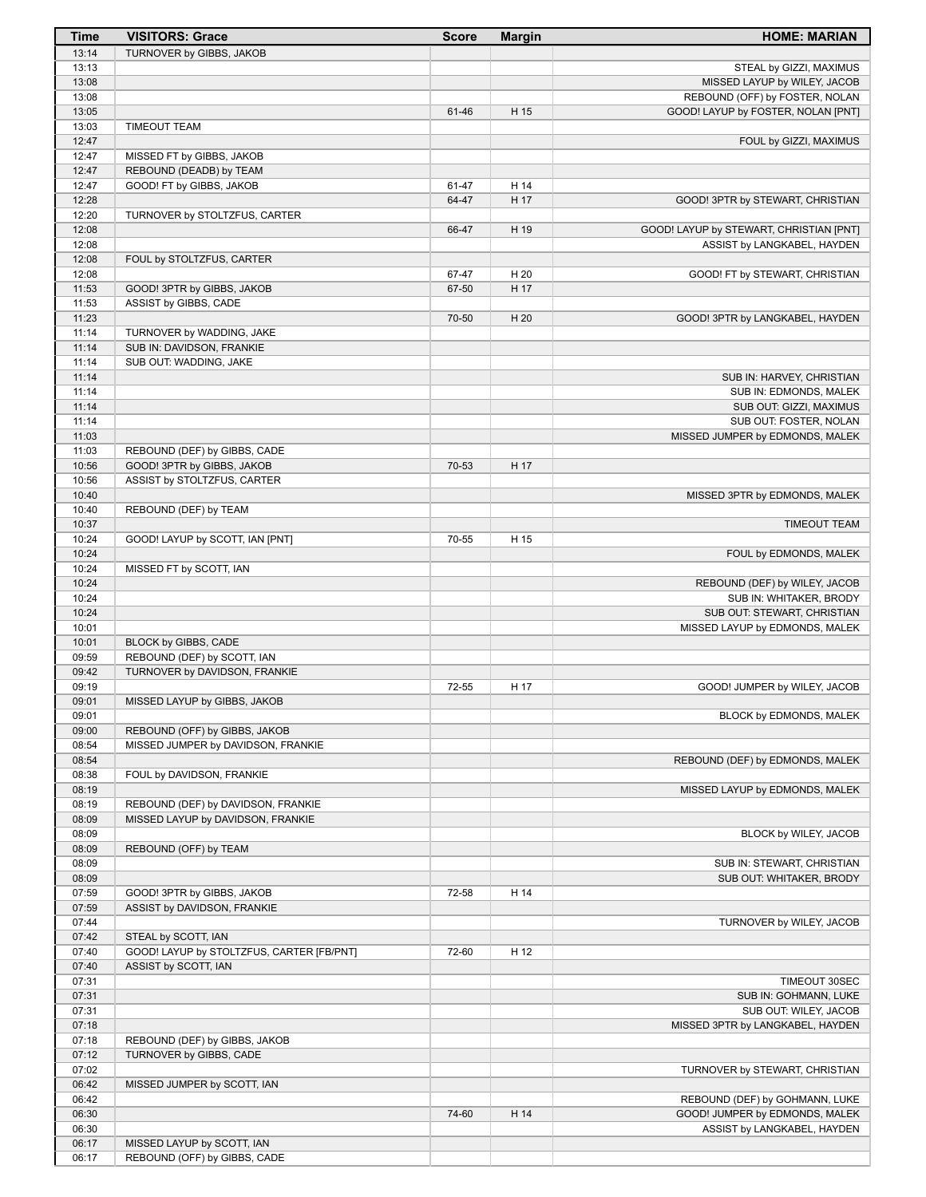| Time | VISITORS: Grace | Score | Margin | HOME: MARIAN |
|---|---|---|---|---|
| 13:14 | TURNOVER by GIBBS, JAKOB | | | |
| 13:13 | | | | STEAL by GIZZI, MAXIMUS |
| 13:08 | | | | MISSED LAYUP by WILEY, JACOB |
| 13:08 | | | | REBOUND (OFF) by FOSTER, NOLAN |
| 13:05 | | 61-46 | H 15 | GOOD! LAYUP by FOSTER, NOLAN [PNT] |
| 13:03 | TIMEOUT TEAM | | | |
| 12:47 | | | | FOUL by GIZZI, MAXIMUS |
| 12:47 | MISSED FT by GIBBS, JAKOB | | | |
| 12:47 | REBOUND (DEADB) by TEAM | | | |
| 12:47 | GOOD! FT by GIBBS, JAKOB | 61-47 | H 14 | |
| 12:28 | | 64-47 | H 17 | GOOD! 3PTR by STEWART, CHRISTIAN |
| 12:20 | TURNOVER by STOLTZFUS, CARTER | | | |
| 12:08 | | 66-47 | H 19 | GOOD! LAYUP by STEWART, CHRISTIAN [PNT] |
| 12:08 | | | | ASSIST by LANGKABEL, HAYDEN |
| 12:08 | FOUL by STOLTZFUS, CARTER | | | |
| 12:08 | | 67-47 | H 20 | GOOD! FT by STEWART, CHRISTIAN |
| 11:53 | GOOD! 3PTR by GIBBS, JAKOB | 67-50 | H 17 | |
| 11:53 | ASSIST by GIBBS, CADE | | | |
| 11:23 | | 70-50 | H 20 | GOOD! 3PTR by LANGKABEL, HAYDEN |
| 11:14 | TURNOVER by WADDING, JAKE | | | |
| 11:14 | SUB IN: DAVIDSON, FRANKIE | | | |
| 11:14 | SUB OUT: WADDING, JAKE | | | |
| 11:14 | | | | SUB IN: HARVEY, CHRISTIAN |
| 11:14 | | | | SUB IN: EDMONDS, MALEK |
| 11:14 | | | | SUB OUT: GIZZI, MAXIMUS |
| 11:14 | | | | SUB OUT: FOSTER, NOLAN |
| 11:03 | | | | MISSED JUMPER by EDMONDS, MALEK |
| 11:03 | REBOUND (DEF) by GIBBS, CADE | | | |
| 10:56 | GOOD! 3PTR by GIBBS, JAKOB | 70-53 | H 17 | |
| 10:56 | ASSIST by STOLTZFUS, CARTER | | | |
| 10:40 | | | | MISSED 3PTR by EDMONDS, MALEK |
| 10:40 | REBOUND (DEF) by TEAM | | | |
| 10:37 | | | | TIMEOUT TEAM |
| 10:24 | GOOD! LAYUP by SCOTT, IAN [PNT] | 70-55 | H 15 | |
| 10:24 | | | | FOUL by EDMONDS, MALEK |
| 10:24 | MISSED FT by SCOTT, IAN | | | |
| 10:24 | | | | REBOUND (DEF) by WILEY, JACOB |
| 10:24 | | | | SUB IN: WHITAKER, BRODY |
| 10:24 | | | | SUB OUT: STEWART, CHRISTIAN |
| 10:01 | | | | MISSED LAYUP by EDMONDS, MALEK |
| 10:01 | BLOCK by GIBBS, CADE | | | |
| 09:59 | REBOUND (DEF) by SCOTT, IAN | | | |
| 09:42 | TURNOVER by DAVIDSON, FRANKIE | | | |
| 09:19 | | 72-55 | H 17 | GOOD! JUMPER by WILEY, JACOB |
| 09:01 | MISSED LAYUP by GIBBS, JAKOB | | | |
| 09:01 | | | | BLOCK by EDMONDS, MALEK |
| 09:00 | REBOUND (OFF) by GIBBS, JAKOB | | | |
| 08:54 | MISSED JUMPER by DAVIDSON, FRANKIE | | | |
| 08:54 | | | | REBOUND (DEF) by EDMONDS, MALEK |
| 08:38 | FOUL by DAVIDSON, FRANKIE | | | |
| 08:19 | | | | MISSED LAYUP by EDMONDS, MALEK |
| 08:19 | REBOUND (DEF) by DAVIDSON, FRANKIE | | | |
| 08:09 | MISSED LAYUP by DAVIDSON, FRANKIE | | | |
| 08:09 | | | | BLOCK by WILEY, JACOB |
| 08:09 | REBOUND (OFF) by TEAM | | | |
| 08:09 | | | | SUB IN: STEWART, CHRISTIAN |
| 08:09 | | | | SUB OUT: WHITAKER, BRODY |
| 07:59 | GOOD! 3PTR by GIBBS, JAKOB | 72-58 | H 14 | |
| 07:59 | ASSIST by DAVIDSON, FRANKIE | | | |
| 07:44 | | | | TURNOVER by WILEY, JACOB |
| 07:42 | STEAL by SCOTT, IAN | | | |
| 07:40 | GOOD! LAYUP by STOLTZFUS, CARTER [FB/PNT] | 72-60 | H 12 | |
| 07:40 | ASSIST by SCOTT, IAN | | | |
| 07:31 | | | | TIMEOUT 30SEC |
| 07:31 | | | | SUB IN: GOHMANN, LUKE |
| 07:31 | | | | SUB OUT: WILEY, JACOB |
| 07:18 | | | | MISSED 3PTR by LANGKABEL, HAYDEN |
| 07:18 | REBOUND (DEF) by GIBBS, JAKOB | | | |
| 07:12 | TURNOVER by GIBBS, CADE | | | |
| 07:02 | | | | TURNOVER by STEWART, CHRISTIAN |
| 06:42 | MISSED JUMPER by SCOTT, IAN | | | |
| 06:42 | | | | REBOUND (DEF) by GOHMANN, LUKE |
| 06:30 | | 74-60 | H 14 | GOOD! JUMPER by EDMONDS, MALEK |
| 06:30 | | | | ASSIST by LANGKABEL, HAYDEN |
| 06:17 | MISSED LAYUP by SCOTT, IAN | | | |
| 06:17 | REBOUND (OFF) by GIBBS, CADE | | | |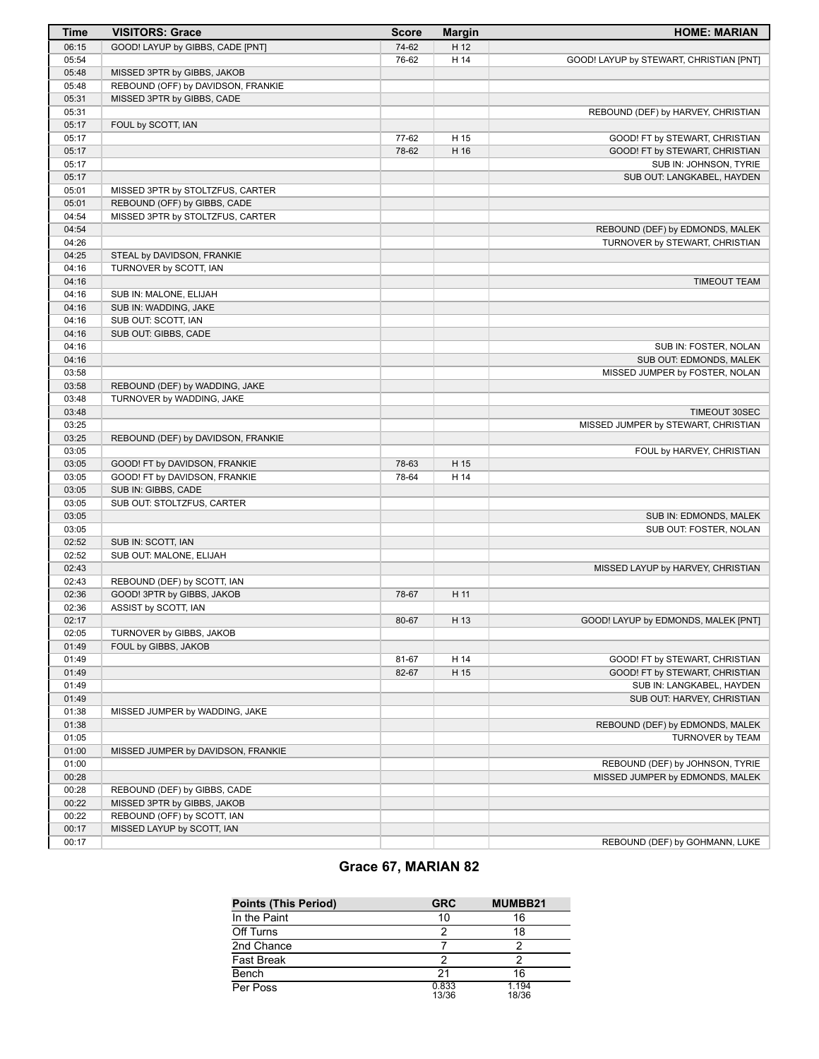| Time | VISITORS: Grace | Score | Margin | HOME: MARIAN |
|---|---|---|---|---|
| 06:15 | GOOD! LAYUP by GIBBS, CADE [PNT] | 74-62 | H 12 | |
| 05:54 | | 76-62 | H 14 | GOOD! LAYUP by STEWART, CHRISTIAN [PNT] |
| 05:48 | MISSED 3PTR by GIBBS, JAKOB | | | |
| 05:48 | REBOUND (OFF) by DAVIDSON, FRANKIE | | | |
| 05:31 | MISSED 3PTR by GIBBS, CADE | | | |
| 05:31 | | | | REBOUND (DEF) by HARVEY, CHRISTIAN |
| 05:17 | FOUL by SCOTT, IAN | | | |
| 05:17 | | 77-62 | H 15 | GOOD! FT by STEWART, CHRISTIAN |
| 05:17 | | 78-62 | H 16 | GOOD! FT by STEWART, CHRISTIAN |
| 05:17 | | | | SUB IN: JOHNSON, TYRIE |
| 05:17 | | | | SUB OUT: LANGKABEL, HAYDEN |
| 05:01 | MISSED 3PTR by STOLTZFUS, CARTER | | | |
| 05:01 | REBOUND (OFF) by GIBBS, CADE | | | |
| 04:54 | MISSED 3PTR by STOLTZFUS, CARTER | | | |
| 04:54 | | | | REBOUND (DEF) by EDMONDS, MALEK |
| 04:26 | | | | TURNOVER by STEWART, CHRISTIAN |
| 04:25 | STEAL by DAVIDSON, FRANKIE | | | |
| 04:16 | TURNOVER by SCOTT, IAN | | | |
| 04:16 | | | | TIMEOUT TEAM |
| 04:16 | SUB IN: MALONE, ELIJAH | | | |
| 04:16 | SUB IN: WADDING, JAKE | | | |
| 04:16 | SUB OUT: SCOTT, IAN | | | |
| 04:16 | SUB OUT: GIBBS, CADE | | | |
| 04:16 | | | | SUB IN: FOSTER, NOLAN |
| 04:16 | | | | SUB OUT: EDMONDS, MALEK |
| 03:58 | | | | MISSED JUMPER by FOSTER, NOLAN |
| 03:58 | REBOUND (DEF) by WADDING, JAKE | | | |
| 03:48 | TURNOVER by WADDING, JAKE | | | |
| 03:48 | | | | TIMEOUT 30SEC |
| 03:25 | | | | MISSED JUMPER by STEWART, CHRISTIAN |
| 03:25 | REBOUND (DEF) by DAVIDSON, FRANKIE | | | |
| 03:05 | | | | FOUL by HARVEY, CHRISTIAN |
| 03:05 | GOOD! FT by DAVIDSON, FRANKIE | 78-63 | H 15 | |
| 03:05 | GOOD! FT by DAVIDSON, FRANKIE | 78-64 | H 14 | |
| 03:05 | SUB IN: GIBBS, CADE | | | |
| 03:05 | SUB OUT: STOLTZFUS, CARTER | | | |
| 03:05 | | | | SUB IN: EDMONDS, MALEK |
| 03:05 | | | | SUB OUT: FOSTER, NOLAN |
| 02:52 | SUB IN: SCOTT, IAN | | | |
| 02:52 | SUB OUT: MALONE, ELIJAH | | | |
| 02:43 | | | | MISSED LAYUP by HARVEY, CHRISTIAN |
| 02:43 | REBOUND (DEF) by SCOTT, IAN | | | |
| 02:36 | GOOD! 3PTR by GIBBS, JAKOB | 78-67 | H 11 | |
| 02:36 | ASSIST by SCOTT, IAN | | | |
| 02:17 | | 80-67 | H 13 | GOOD! LAYUP by EDMONDS, MALEK [PNT] |
| 02:05 | TURNOVER by GIBBS, JAKOB | | | |
| 01:49 | FOUL by GIBBS, JAKOB | | | |
| 01:49 | | 81-67 | H 14 | GOOD! FT by STEWART, CHRISTIAN |
| 01:49 | | 82-67 | H 15 | GOOD! FT by STEWART, CHRISTIAN |
| 01:49 | | | | SUB IN: LANGKABEL, HAYDEN |
| 01:49 | | | | SUB OUT: HARVEY, CHRISTIAN |
| 01:38 | MISSED JUMPER by WADDING, JAKE | | | |
| 01:38 | | | | REBOUND (DEF) by EDMONDS, MALEK |
| 01:05 | | | | TURNOVER by TEAM |
| 01:00 | MISSED JUMPER by DAVIDSON, FRANKIE | | | |
| 01:00 | | | | REBOUND (DEF) by JOHNSON, TYRIE |
| 00:28 | | | | MISSED JUMPER by EDMONDS, MALEK |
| 00:28 | REBOUND (DEF) by GIBBS, CADE | | | |
| 00:22 | MISSED 3PTR by GIBBS, JAKOB | | | |
| 00:22 | REBOUND (OFF) by SCOTT, IAN | | | |
| 00:17 | MISSED LAYUP by SCOTT, IAN | | | |
| 00:17 | | | | REBOUND (DEF) by GOHMANN, LUKE |

## Grace 67, MARIAN 82

| Points (This Period) | GRC | MUMBB21 |
|---|---|---|
| In the Paint | 10 | 16 |
| Off Turns | 2 | 18 |
| 2nd Chance | 7 | 2 |
| Fast Break | 2 | 2 |
| Bench | 21 | 16 |
| Per Poss | 0.833 13/36 | 1.194 18/36 |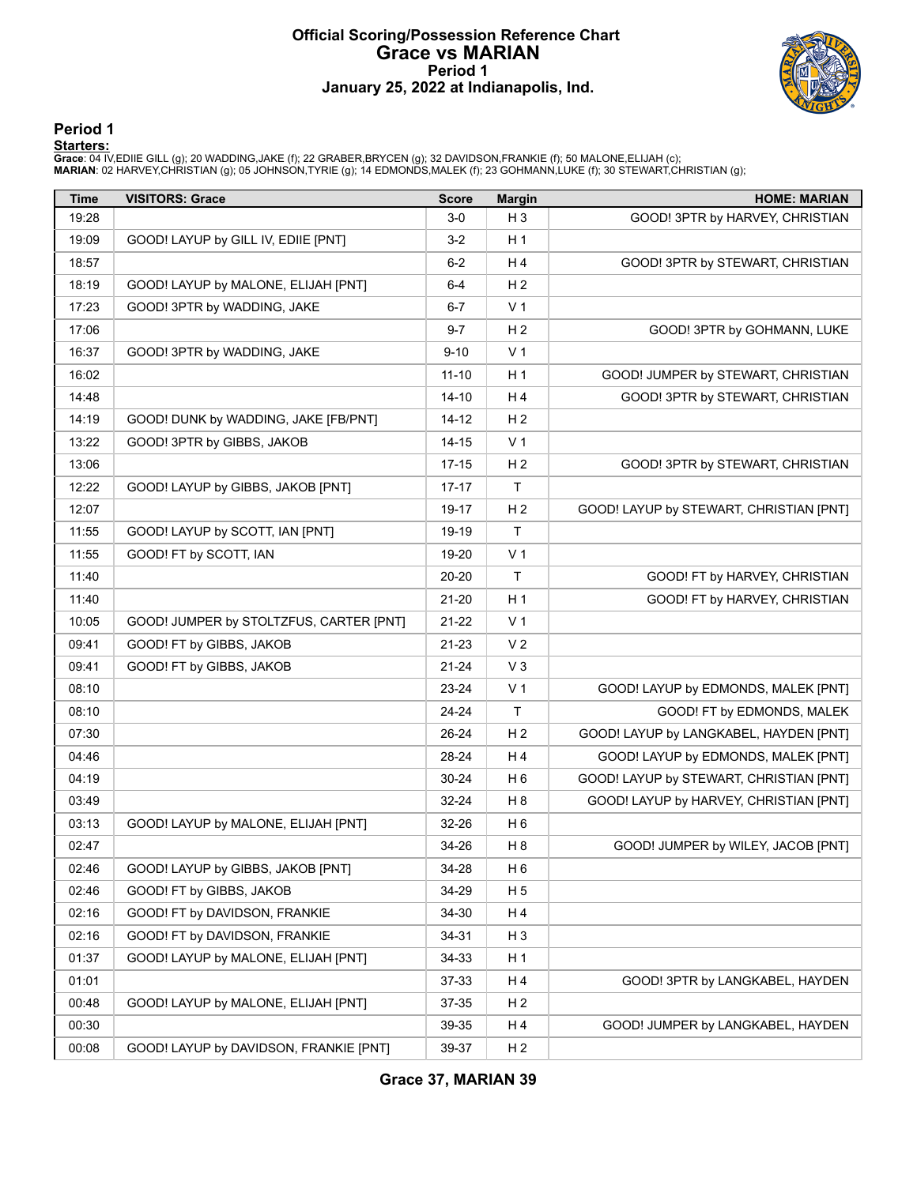# Official Scoring/Possession Reference Chart
# Grace vs MARIAN
## Period 1
## January 25, 2022 at Indianapolis, Ind.

### Period 1

**Starters:**

**Grace**: 04 IV,EDIIE GILL (g); 20 WADDING,JAKE (f); 22 GRABER,BRYCEN (g); 32 DAVIDSON,FRANKIE (f); 50 MALONE,ELIJAH (c);
**MARIAN**: 02 HARVEY,CHRISTIAN (g); 05 JOHNSON,TYRIE (g); 14 EDMONDS,MALEK (f); 23 GOHMANN,LUKE (f); 30 STEWART,CHRISTIAN (g);

| Time | VISITORS: Grace | Score | Margin | HOME: MARIAN |
|---|---|---|---|---|
| 19:28 | | 3-0 | H 3 | GOOD! 3PTR by HARVEY, CHRISTIAN |
| 19:09 | GOOD! LAYUP by GILL IV, EDIIE [PNT] | 3-2 | H 1 | |
| 18:57 | | 6-2 | H 4 | GOOD! 3PTR by STEWART, CHRISTIAN |
| 18:19 | GOOD! LAYUP by MALONE, ELIJAH [PNT] | 6-4 | H 2 | |
| 17:23 | GOOD! 3PTR by WADDING, JAKE | 6-7 | V 1 | |
| 17:06 | | 9-7 | H 2 | GOOD! 3PTR by GOHMANN, LUKE |
| 16:37 | GOOD! 3PTR by WADDING, JAKE | 9-10 | V 1 | |
| 16:02 | | 11-10 | H 1 | GOOD! JUMPER by STEWART, CHRISTIAN |
| 14:48 | | 14-10 | H 4 | GOOD! 3PTR by STEWART, CHRISTIAN |
| 14:19 | GOOD! DUNK by WADDING, JAKE [FB/PNT] | 14-12 | H 2 | |
| 13:22 | GOOD! 3PTR by GIBBS, JAKOB | 14-15 | V 1 | |
| 13:06 | | 17-15 | H 2 | GOOD! 3PTR by STEWART, CHRISTIAN |
| 12:22 | GOOD! LAYUP by GIBBS, JAKOB [PNT] | 17-17 | T | |
| 12:07 | | 19-17 | H 2 | GOOD! LAYUP by STEWART, CHRISTIAN [PNT] |
| 11:55 | GOOD! LAYUP by SCOTT, IAN [PNT] | 19-19 | T | |
| 11:55 | GOOD! FT by SCOTT, IAN | 19-20 | V 1 | |
| 11:40 | | 20-20 | T | GOOD! FT by HARVEY, CHRISTIAN |
| 11:40 | | 21-20 | H 1 | GOOD! FT by HARVEY, CHRISTIAN |
| 10:05 | GOOD! JUMPER by STOLTZFUS, CARTER [PNT] | 21-22 | V 1 | |
| 09:41 | GOOD! FT by GIBBS, JAKOB | 21-23 | V 2 | |
| 09:41 | GOOD! FT by GIBBS, JAKOB | 21-24 | V 3 | |
| 08:10 | | 23-24 | V 1 | GOOD! LAYUP by EDMONDS, MALEK [PNT] |
| 08:10 | | 24-24 | T | GOOD! FT by EDMONDS, MALEK |
| 07:30 | | 26-24 | H 2 | GOOD! LAYUP by LANGKABEL, HAYDEN [PNT] |
| 04:46 | | 28-24 | H 4 | GOOD! LAYUP by EDMONDS, MALEK [PNT] |
| 04:19 | | 30-24 | H 6 | GOOD! LAYUP by STEWART, CHRISTIAN [PNT] |
| 03:49 | | 32-24 | H 8 | GOOD! LAYUP by HARVEY, CHRISTIAN [PNT] |
| 03:13 | GOOD! LAYUP by MALONE, ELIJAH [PNT] | 32-26 | H 6 | |
| 02:47 | | 34-26 | H 8 | GOOD! JUMPER by WILEY, JACOB [PNT] |
| 02:46 | GOOD! LAYUP by GIBBS, JAKOB [PNT] | 34-28 | H 6 | |
| 02:46 | GOOD! FT by GIBBS, JAKOB | 34-29 | H 5 | |
| 02:16 | GOOD! FT by DAVIDSON, FRANKIE | 34-30 | H 4 | |
| 02:16 | GOOD! FT by DAVIDSON, FRANKIE | 34-31 | H 3 | |
| 01:37 | GOOD! LAYUP by MALONE, ELIJAH [PNT] | 34-33 | H 1 | |
| 01:01 | | 37-33 | H 4 | GOOD! 3PTR by LANGKABEL, HAYDEN |
| 00:48 | GOOD! LAYUP by MALONE, ELIJAH [PNT] | 37-35 | H 2 | |
| 00:30 | | 39-35 | H 4 | GOOD! JUMPER by LANGKABEL, HAYDEN |
| 00:08 | GOOD! LAYUP by DAVIDSON, FRANKIE [PNT] | 39-37 | H 2 | |

**Grace 37, MARIAN 39**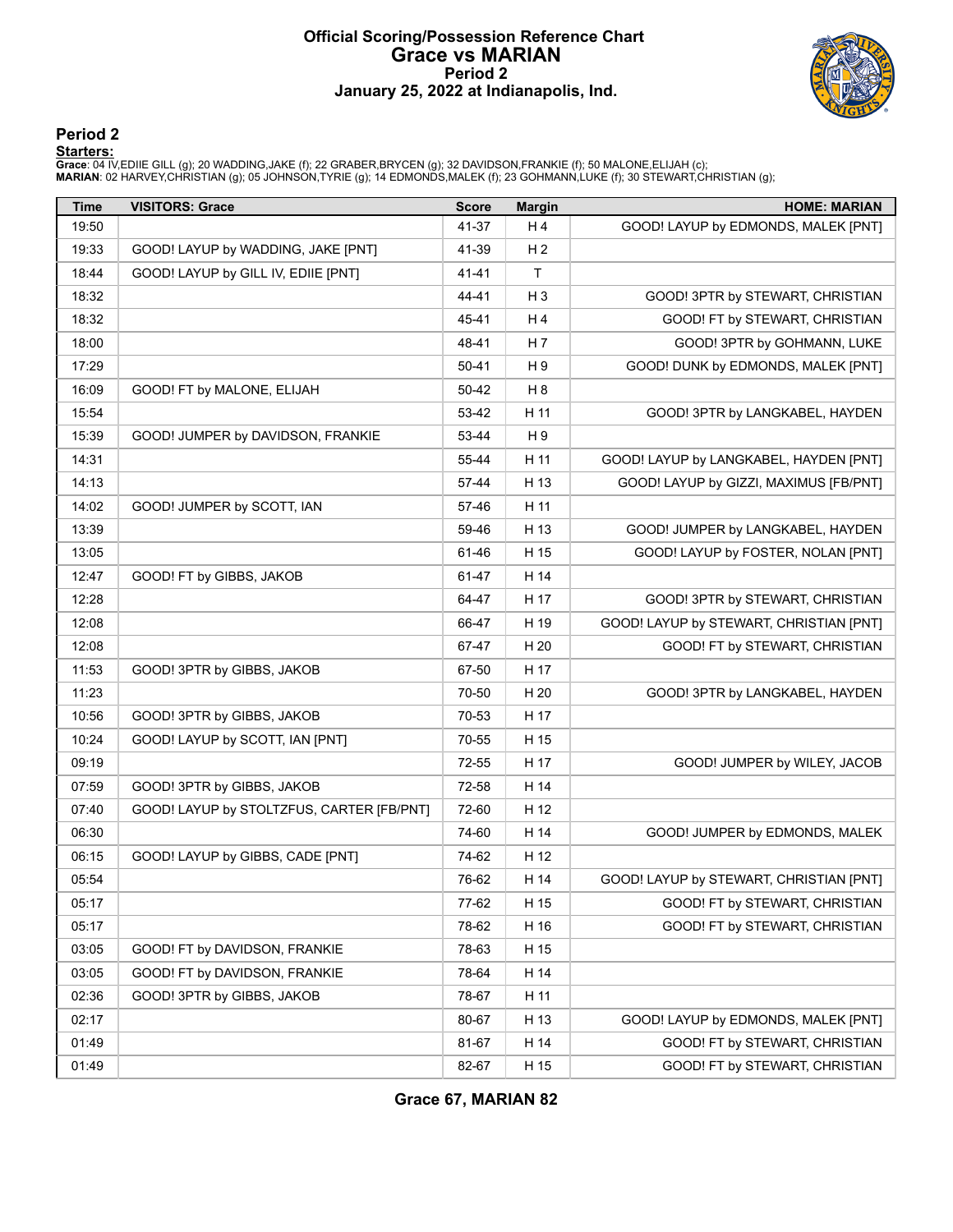# Official Scoring/Possession Reference Chart
# Grace vs MARIAN
## Period 2
## January 25, 2022 at Indianapolis, Ind.

### Period 2

**Starters:**

**Grace**: 04 IV,EDIIE GILL (g); 20 WADDING,JAKE (f); 22 GRABER,BRYCEN (g); 32 DAVIDSON,FRANKIE (f); 50 MALONE,ELIJAH (c);
**MARIAN**: 02 HARVEY,CHRISTIAN (g); 05 JOHNSON,TYRIE (g); 14 EDMONDS,MALEK (f); 23 GOHMANN,LUKE (f); 30 STEWART,CHRISTIAN (g);

| Time | VISITORS: Grace | Score | Margin | HOME: MARIAN |
|---|---|---|---|---|
| 19:50 | | 41-37 | H 4 | GOOD! LAYUP by EDMONDS, MALEK [PNT] |
| 19:33 | GOOD! LAYUP by WADDING, JAKE [PNT] | 41-39 | H 2 | |
| 18:44 | GOOD! LAYUP by GILL IV, EDIIE [PNT] | 41-41 | T | |
| 18:32 | | 44-41 | H 3 | GOOD! 3PTR by STEWART, CHRISTIAN |
| 18:32 | | 45-41 | H 4 | GOOD! FT by STEWART, CHRISTIAN |
| 18:00 | | 48-41 | H 7 | GOOD! 3PTR by GOHMANN, LUKE |
| 17:29 | | 50-41 | H 9 | GOOD! DUNK by EDMONDS, MALEK [PNT] |
| 16:09 | GOOD! FT by MALONE, ELIJAH | 50-42 | H 8 | |
| 15:54 | | 53-42 | H 11 | GOOD! 3PTR by LANGKABEL, HAYDEN |
| 15:39 | GOOD! JUMPER by DAVIDSON, FRANKIE | 53-44 | H 9 | |
| 14:31 | | 55-44 | H 11 | GOOD! LAYUP by LANGKABEL, HAYDEN [PNT] |
| 14:13 | | 57-44 | H 13 | GOOD! LAYUP by GIZZI, MAXIMUS [FB/PNT] |
| 14:02 | GOOD! JUMPER by SCOTT, IAN | 57-46 | H 11 | |
| 13:39 | | 59-46 | H 13 | GOOD! JUMPER by LANGKABEL, HAYDEN |
| 13:05 | | 61-46 | H 15 | GOOD! LAYUP by FOSTER, NOLAN [PNT] |
| 12:47 | GOOD! FT by GIBBS, JAKOB | 61-47 | H 14 | |
| 12:28 | | 64-47 | H 17 | GOOD! 3PTR by STEWART, CHRISTIAN |
| 12:08 | | 66-47 | H 19 | GOOD! LAYUP by STEWART, CHRISTIAN [PNT] |
| 12:08 | | 67-47 | H 20 | GOOD! FT by STEWART, CHRISTIAN |
| 11:53 | GOOD! 3PTR by GIBBS, JAKOB | 67-50 | H 17 | |
| 11:23 | | 70-50 | H 20 | GOOD! 3PTR by LANGKABEL, HAYDEN |
| 10:56 | GOOD! 3PTR by GIBBS, JAKOB | 70-53 | H 17 | |
| 10:24 | GOOD! LAYUP by SCOTT, IAN [PNT] | 70-55 | H 15 | |
| 09:19 | | 72-55 | H 17 | GOOD! JUMPER by WILEY, JACOB |
| 07:59 | GOOD! 3PTR by GIBBS, JAKOB | 72-58 | H 14 | |
| 07:40 | GOOD! LAYUP by STOLTZFUS, CARTER [FB/PNT] | 72-60 | H 12 | |
| 06:30 | | 74-60 | H 14 | GOOD! JUMPER by EDMONDS, MALEK |
| 06:15 | GOOD! LAYUP by GIBBS, CADE [PNT] | 74-62 | H 12 | |
| 05:54 | | 76-62 | H 14 | GOOD! LAYUP by STEWART, CHRISTIAN [PNT] |
| 05:17 | | 77-62 | H 15 | GOOD! FT by STEWART, CHRISTIAN |
| 05:17 | | 78-62 | H 16 | GOOD! FT by STEWART, CHRISTIAN |
| 03:05 | GOOD! FT by DAVIDSON, FRANKIE | 78-63 | H 15 | |
| 03:05 | GOOD! FT by DAVIDSON, FRANKIE | 78-64 | H 14 | |
| 02:36 | GOOD! 3PTR by GIBBS, JAKOB | 78-67 | H 11 | |
| 02:17 | | 80-67 | H 13 | GOOD! LAYUP by EDMONDS, MALEK [PNT] |
| 01:49 | | 81-67 | H 14 | GOOD! FT by STEWART, CHRISTIAN |
| 01:49 | | 82-67 | H 15 | GOOD! FT by STEWART, CHRISTIAN |

**Grace 67, MARIAN 82**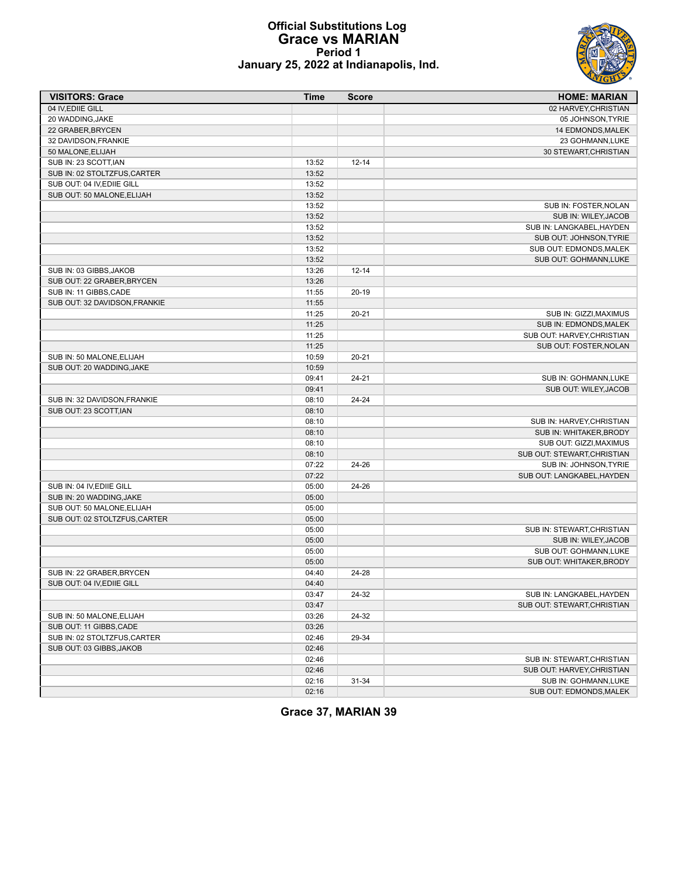# Official Substitutions Log
## Grace vs MARIAN
### Period 1
### January 25, 2022 at Indianapolis, Ind.

| VISITORS: Grace | Time | Score | HOME: MARIAN |
|---|---|---|---|
| 04 IV,EDIIE GILL | | | 02 HARVEY,CHRISTIAN |
| 20 WADDING,JAKE | | | 05 JOHNSON,TYRIE |
| 22 GRABER,BRYCEN | | | 14 EDMONDS,MALEK |
| 32 DAVIDSON,FRANKIE | | | 23 GOHMANN,LUKE |
| 50 MALONE,ELIJAH | | | 30 STEWART,CHRISTIAN |
| SUB IN: 23 SCOTT,IAN | 13:52 | 12-14 | |
| SUB IN: 02 STOLTZFUS,CARTER | 13:52 | | |
| SUB OUT: 04 IV,EDIIE GILL | 13:52 | | |
| SUB OUT: 50 MALONE,ELIJAH | 13:52 | | |
| | 13:52 | | SUB IN: FOSTER,NOLAN |
| | 13:52 | | SUB IN: WILEY,JACOB |
| | 13:52 | | SUB IN: LANGKABEL,HAYDEN |
| | 13:52 | | SUB OUT: JOHNSON,TYRIE |
| | 13:52 | | SUB OUT: EDMONDS,MALEK |
| | 13:52 | | SUB OUT: GOHMANN,LUKE |
| SUB IN: 03 GIBBS,JAKOB | 13:26 | 12-14 | |
| SUB OUT: 22 GRABER,BRYCEN | 13:26 | | |
| SUB IN: 11 GIBBS,CADE | 11:55 | 20-19 | |
| SUB OUT: 32 DAVIDSON,FRANKIE | 11:55 | | |
| | 11:25 | 20-21 | SUB IN: GIZZI,MAXIMUS |
| | 11:25 | | SUB IN: EDMONDS,MALEK |
| | 11:25 | | SUB OUT: HARVEY,CHRISTIAN |
| | 11:25 | | SUB OUT: FOSTER,NOLAN |
| SUB IN: 50 MALONE,ELIJAH | 10:59 | 20-21 | |
| SUB OUT: 20 WADDING,JAKE | 10:59 | | |
| | 09:41 | 24-21 | SUB IN: GOHMANN,LUKE |
| | 09:41 | | SUB OUT: WILEY,JACOB |
| SUB IN: 32 DAVIDSON,FRANKIE | 08:10 | 24-24 | |
| SUB OUT: 23 SCOTT,IAN | 08:10 | | |
| | 08:10 | | SUB IN: HARVEY,CHRISTIAN |
| | 08:10 | | SUB IN: WHITAKER,BRODY |
| | 08:10 | | SUB OUT: GIZZI,MAXIMUS |
| | 08:10 | | SUB OUT: STEWART,CHRISTIAN |
| | 07:22 | 24-26 | SUB IN: JOHNSON,TYRIE |
| | 07:22 | | SUB OUT: LANGKABEL,HAYDEN |
| SUB IN: 04 IV,EDIIE GILL | 05:00 | 24-26 | |
| SUB IN: 20 WADDING,JAKE | 05:00 | | |
| SUB OUT: 50 MALONE,ELIJAH | 05:00 | | |
| SUB OUT: 02 STOLTZFUS,CARTER | 05:00 | | |
| | 05:00 | | SUB IN: STEWART,CHRISTIAN |
| | 05:00 | | SUB IN: WILEY,JACOB |
| | 05:00 | | SUB OUT: GOHMANN,LUKE |
| | 05:00 | | SUB OUT: WHITAKER,BRODY |
| SUB IN: 22 GRABER,BRYCEN | 04:40 | 24-28 | |
| SUB OUT: 04 IV,EDIIE GILL | 04:40 | | |
| | 03:47 | 24-32 | SUB IN: LANGKABEL,HAYDEN |
| | 03:47 | | SUB OUT: STEWART,CHRISTIAN |
| SUB IN: 50 MALONE,ELIJAH | 03:26 | 24-32 | |
| SUB OUT: 11 GIBBS,CADE | 03:26 | | |
| SUB IN: 02 STOLTZFUS,CARTER | 02:46 | 29-34 | |
| SUB OUT: 03 GIBBS,JAKOB | 02:46 | | |
| | 02:46 | | SUB IN: STEWART,CHRISTIAN |
| | 02:46 | | SUB OUT: HARVEY,CHRISTIAN |
| | 02:16 | 31-34 | SUB IN: GOHMANN,LUKE |
| | 02:16 | | SUB OUT: EDMONDS,MALEK |

**Grace 37, MARIAN 39**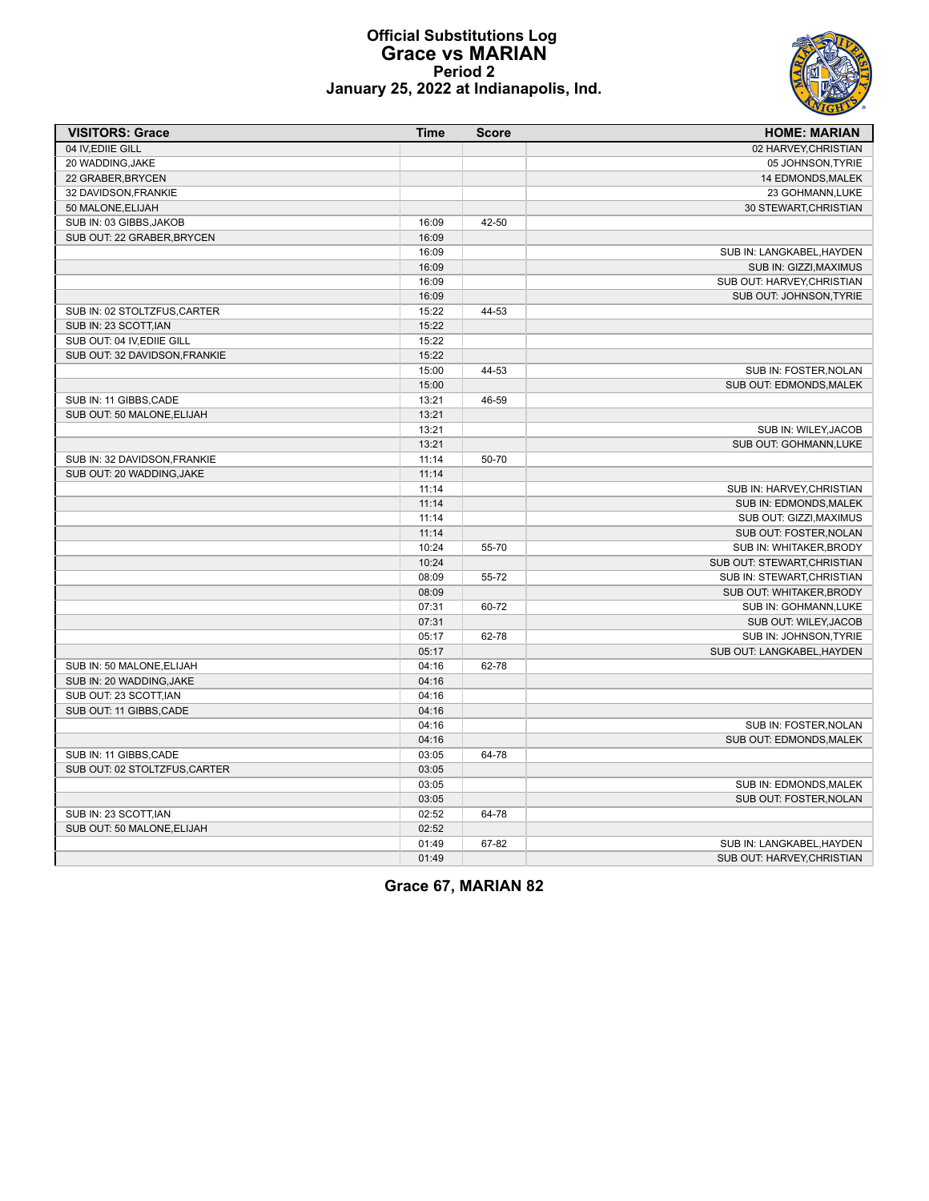# Official Substitutions Log
## Grace vs MARIAN
### Period 2
### January 25, 2022 at Indianapolis, Ind.

| VISITORS: Grace | Time | Score | HOME: MARIAN |
|---|---|---|---|
| 04 IV,EDIIE GILL | | | 02 HARVEY,CHRISTIAN |
| 20 WADDING,JAKE | | | 05 JOHNSON,TYRIE |
| 22 GRABER,BRYCEN | | | 14 EDMONDS,MALEK |
| 32 DAVIDSON,FRANKIE | | | 23 GOHMANN,LUKE |
| 50 MALONE,ELIJAH | | | 30 STEWART,CHRISTIAN |
| SUB IN: 03 GIBBS,JAKOB | 16:09 | 42-50 | |
| SUB OUT: 22 GRABER,BRYCEN | 16:09 | | |
| | 16:09 | | SUB IN: LANGKABEL,HAYDEN |
| | 16:09 | | SUB IN: GIZZI,MAXIMUS |
| | 16:09 | | SUB OUT: HARVEY,CHRISTIAN |
| | 16:09 | | SUB OUT: JOHNSON,TYRIE |
| SUB IN: 02 STOLTZFUS,CARTER | 15:22 | 44-53 | |
| SUB IN: 23 SCOTT,IAN | 15:22 | | |
| SUB OUT: 04 IV,EDIIE GILL | 15:22 | | |
| SUB OUT: 32 DAVIDSON,FRANKIE | 15:22 | | |
| | 15:00 | 44-53 | SUB IN: FOSTER,NOLAN |
| | 15:00 | | SUB OUT: EDMONDS,MALEK |
| SUB IN: 11 GIBBS,CADE | 13:21 | 46-59 | |
| SUB OUT: 50 MALONE,ELIJAH | 13:21 | | |
| | 13:21 | | SUB IN: WILEY,JACOB |
| | 13:21 | | SUB OUT: GOHMANN,LUKE |
| SUB IN: 32 DAVIDSON,FRANKIE | 11:14 | 50-70 | |
| SUB OUT: 20 WADDING,JAKE | 11:14 | | |
| | 11:14 | | SUB IN: HARVEY,CHRISTIAN |
| | 11:14 | | SUB IN: EDMONDS,MALEK |
| | 11:14 | | SUB OUT: GIZZI,MAXIMUS |
| | 11:14 | | SUB OUT: FOSTER,NOLAN |
| | 10:24 | 55-70 | SUB IN: WHITAKER,BRODY |
| | 10:24 | | SUB OUT: STEWART,CHRISTIAN |
| | 08:09 | 55-72 | SUB IN: STEWART,CHRISTIAN |
| | 08:09 | | SUB OUT: WHITAKER,BRODY |
| | 07:31 | 60-72 | SUB IN: GOHMANN,LUKE |
| | 07:31 | | SUB OUT: WILEY,JACOB |
| | 05:17 | 62-78 | SUB IN: JOHNSON,TYRIE |
| | 05:17 | | SUB OUT: LANGKABEL,HAYDEN |
| SUB IN: 50 MALONE,ELIJAH | 04:16 | 62-78 | |
| SUB IN: 20 WADDING,JAKE | 04:16 | | |
| SUB OUT: 23 SCOTT,IAN | 04:16 | | |
| SUB OUT: 11 GIBBS,CADE | 04:16 | | |
| | 04:16 | | SUB IN: FOSTER,NOLAN |
| | 04:16 | | SUB OUT: EDMONDS,MALEK |
| SUB IN: 11 GIBBS,CADE | 03:05 | 64-78 | |
| SUB OUT: 02 STOLTZFUS,CARTER | 03:05 | | |
| | 03:05 | | SUB IN: EDMONDS,MALEK |
| | 03:05 | | SUB OUT: FOSTER,NOLAN |
| SUB IN: 23 SCOTT,IAN | 02:52 | 64-78 | |
| SUB OUT: 50 MALONE,ELIJAH | 02:52 | | |
| | 01:49 | 67-82 | SUB IN: LANGKABEL,HAYDEN |
| | 01:49 | | SUB OUT: HARVEY,CHRISTIAN |

**Grace 67, MARIAN 82**